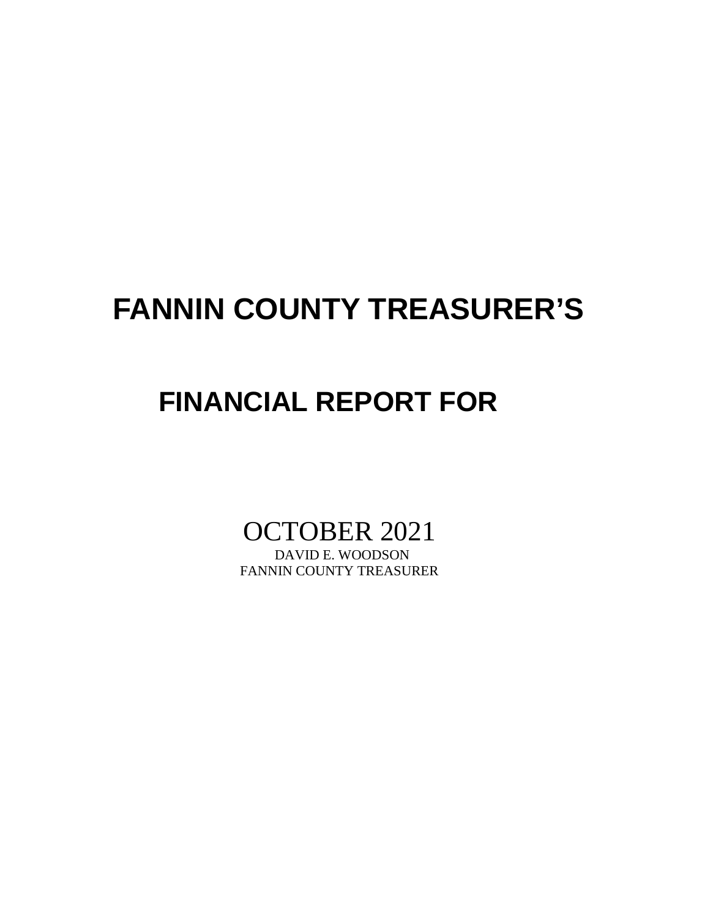# FANNIN COUNTY TREASURER'S

# FINANCIAL REPORT FOR

OCTOBER 2021

DAVID E. WOODSON

FANNIN COUNTY TREASURER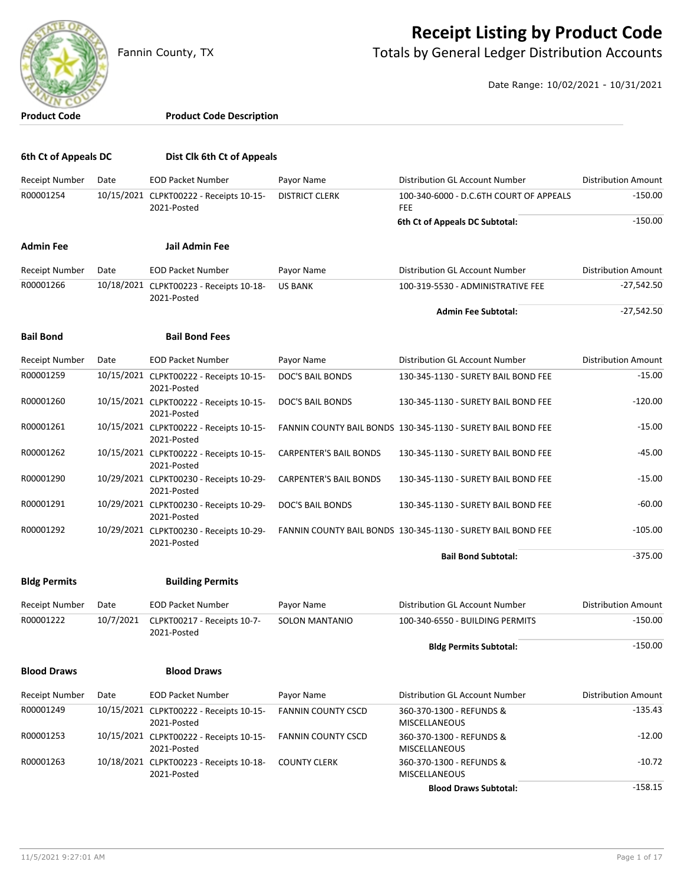# Receipt Listing by Product Code

Fannin County, TX

## Totals by General Ledger Distribution Accounts

Date Range: 10/02/2021 - 10/31/2021

| Product Code | Product Code Description |
|---|---|

### 6th Ct of Appeals DC — Dist Clk 6th Ct of Appeals

| Receipt Number | Date | EOD Packet Number | Payor Name | Distribution GL Account Number | Distribution Amount |
|---|---|---|---|---|---|
| R00001254 | 10/15/2021 | CLPKT00222 - Receipts 10-15-2021-Posted | DISTRICT CLERK | 100-340-6000 - D.C.6TH COURT OF APPEALS FEE | -150.00 |
| | | | | **6th Ct of Appeals DC Subtotal:** | -150.00 |

### Admin Fee — Jail Admin Fee

| Receipt Number | Date | EOD Packet Number | Payor Name | Distribution GL Account Number | Distribution Amount |
|---|---|---|---|---|---|
| R00001266 | 10/18/2021 | CLPKT00223 - Receipts 10-18-2021-Posted | US BANK | 100-319-5530 - ADMINISTRATIVE FEE | -27,542.50 |
| | | | | **Admin Fee Subtotal:** | -27,542.50 |

### Bail Bond — Bail Bond Fees

| Receipt Number | Date | EOD Packet Number | Payor Name | Distribution GL Account Number | Distribution Amount |
|---|---|---|---|---|---|
| R00001259 | 10/15/2021 | CLPKT00222 - Receipts 10-15-2021-Posted | DOC'S BAIL BONDS | 130-345-1130 - SURETY BAIL BOND FEE | -15.00 |
| R00001260 | 10/15/2021 | CLPKT00222 - Receipts 10-15-2021-Posted | DOC'S BAIL BONDS | 130-345-1130 - SURETY BAIL BOND FEE | -120.00 |
| R00001261 | 10/15/2021 | CLPKT00222 - Receipts 10-15-2021-Posted | FANNIN COUNTY BAIL BONDS | 130-345-1130 - SURETY BAIL BOND FEE | -15.00 |
| R00001262 | 10/15/2021 | CLPKT00222 - Receipts 10-15-2021-Posted | CARPENTER'S BAIL BONDS | 130-345-1130 - SURETY BAIL BOND FEE | -45.00 |
| R00001290 | 10/29/2021 | CLPKT00230 - Receipts 10-29-2021-Posted | CARPENTER'S BAIL BONDS | 130-345-1130 - SURETY BAIL BOND FEE | -15.00 |
| R00001291 | 10/29/2021 | CLPKT00230 - Receipts 10-29-2021-Posted | DOC'S BAIL BONDS | 130-345-1130 - SURETY BAIL BOND FEE | -60.00 |
| R00001292 | 10/29/2021 | CLPKT00230 - Receipts 10-29-2021-Posted | FANNIN COUNTY BAIL BONDS | 130-345-1130 - SURETY BAIL BOND FEE | -105.00 |
| | | | | **Bail Bond Subtotal:** | -375.00 |

### Bldg Permits — Building Permits

| Receipt Number | Date | EOD Packet Number | Payor Name | Distribution GL Account Number | Distribution Amount |
|---|---|---|---|---|---|
| R00001222 | 10/7/2021 | CLPKT00217 - Receipts 10-7-2021-Posted | SOLON MANTANIO | 100-340-6550 - BUILDING PERMITS | -150.00 |
| | | | | **Bldg Permits Subtotal:** | -150.00 |

### Blood Draws — Blood Draws

| Receipt Number | Date | EOD Packet Number | Payor Name | Distribution GL Account Number | Distribution Amount |
|---|---|---|---|---|---|
| R00001249 | 10/15/2021 | CLPKT00222 - Receipts 10-15-2021-Posted | FANNIN COUNTY CSCD | 360-370-1300 - REFUNDS & MISCELLANEOUS | -135.43 |
| R00001253 | 10/15/2021 | CLPKT00222 - Receipts 10-15-2021-Posted | FANNIN COUNTY CSCD | 360-370-1300 - REFUNDS & MISCELLANEOUS | -12.00 |
| R00001263 | 10/18/2021 | CLPKT00223 - Receipts 10-18-2021-Posted | COUNTY CLERK | 360-370-1300 - REFUNDS & MISCELLANEOUS | -10.72 |
| | | | | **Blood Draws Subtotal:** | -158.15 |

11/5/2021 9:27:01 AM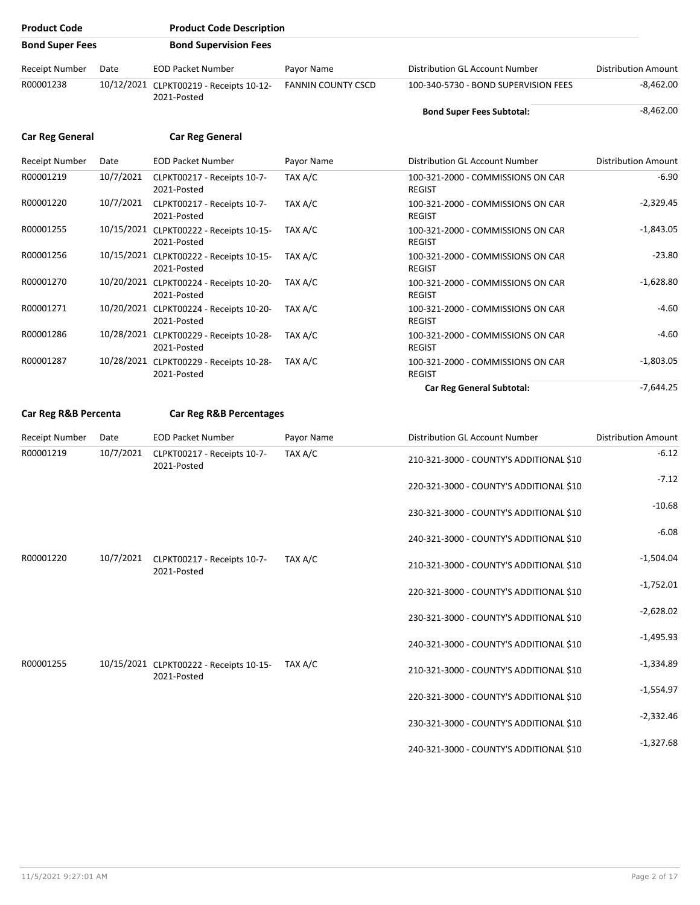| Product Code | Product Code Description |
|---|---|
| **Bond Super Fees** | **Bond Supervision Fees** |

| Receipt Number | Date | EOD Packet Number | Payor Name | Distribution GL Account Number | Distribution Amount |
|---|---|---|---|---|---|
| R00001238 | 10/12/2021 | CLPKT00219 - Receipts 10-12-2021-Posted | FANNIN COUNTY CSCD | 100-340-5730 - BOND SUPERVISION FEES | -8,462.00 |
| | | | | **Bond Super Fees Subtotal:** | -8,462.00 |

| **Car Reg General** | **Car Reg General** |
|---|---|

| Receipt Number | Date | EOD Packet Number | Payor Name | Distribution GL Account Number | Distribution Amount |
|---|---|---|---|---|---|
| R00001219 | 10/7/2021 | CLPKT00217 - Receipts 10-7-2021-Posted | TAX A/C | 100-321-2000 - COMMISSIONS ON CAR REGIST | -6.90 |
| R00001220 | 10/7/2021 | CLPKT00217 - Receipts 10-7-2021-Posted | TAX A/C | 100-321-2000 - COMMISSIONS ON CAR REGIST | -2,329.45 |
| R00001255 | 10/15/2021 | CLPKT00222 - Receipts 10-15-2021-Posted | TAX A/C | 100-321-2000 - COMMISSIONS ON CAR REGIST | -1,843.05 |
| R00001256 | 10/15/2021 | CLPKT00222 - Receipts 10-15-2021-Posted | TAX A/C | 100-321-2000 - COMMISSIONS ON CAR REGIST | -23.80 |
| R00001270 | 10/20/2021 | CLPKT00224 - Receipts 10-20-2021-Posted | TAX A/C | 100-321-2000 - COMMISSIONS ON CAR REGIST | -1,628.80 |
| R00001271 | 10/20/2021 | CLPKT00224 - Receipts 10-20-2021-Posted | TAX A/C | 100-321-2000 - COMMISSIONS ON CAR REGIST | -4.60 |
| R00001286 | 10/28/2021 | CLPKT00229 - Receipts 10-28-2021-Posted | TAX A/C | 100-321-2000 - COMMISSIONS ON CAR REGIST | -4.60 |
| R00001287 | 10/28/2021 | CLPKT00229 - Receipts 10-28-2021-Posted | TAX A/C | 100-321-2000 - COMMISSIONS ON CAR REGIST | -1,803.05 |
| | | | | **Car Reg General Subtotal:** | -7,644.25 |

| **Car Reg R&B Percenta** | **Car Reg R&B Percentages** |
|---|---|

| Receipt Number | Date | EOD Packet Number | Payor Name | Distribution GL Account Number | Distribution Amount |
|---|---|---|---|---|---|
| R00001219 | 10/7/2021 | CLPKT00217 - Receipts 10-7-2021-Posted | TAX A/C | 210-321-3000 - COUNTY'S ADDITIONAL $10 | -6.12 |
| | | | | 220-321-3000 - COUNTY'S ADDITIONAL $10 | -7.12 |
| | | | | 230-321-3000 - COUNTY'S ADDITIONAL $10 | -10.68 |
| | | | | 240-321-3000 - COUNTY'S ADDITIONAL $10 | -6.08 |
| R00001220 | 10/7/2021 | CLPKT00217 - Receipts 10-7-2021-Posted | TAX A/C | 210-321-3000 - COUNTY'S ADDITIONAL $10 | -1,504.04 |
| | | | | 220-321-3000 - COUNTY'S ADDITIONAL $10 | -1,752.01 |
| | | | | 230-321-3000 - COUNTY'S ADDITIONAL $10 | -2,628.02 |
| | | | | 240-321-3000 - COUNTY'S ADDITIONAL $10 | -1,495.93 |
| R00001255 | 10/15/2021 | CLPKT00222 - Receipts 10-15-2021-Posted | TAX A/C | 210-321-3000 - COUNTY'S ADDITIONAL $10 | -1,334.89 |
| | | | | 220-321-3000 - COUNTY'S ADDITIONAL $10 | -1,554.97 |
| | | | | 230-321-3000 - COUNTY'S ADDITIONAL $10 | -2,332.46 |
| | | | | 240-321-3000 - COUNTY'S ADDITIONAL $10 | -1,327.68 |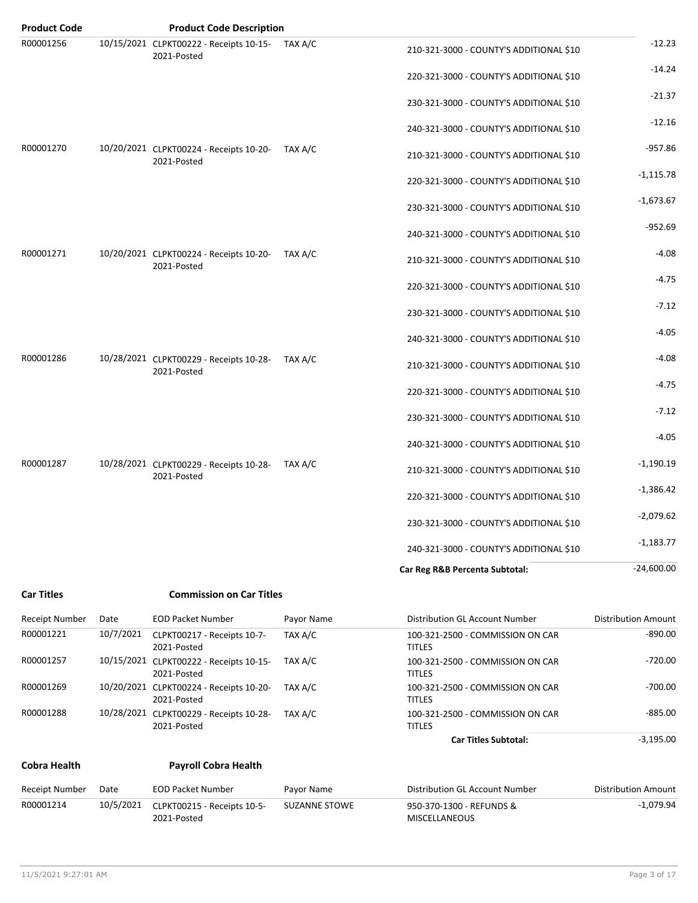| Product Code | | Product Code Description | | | |
|---|---|---|---|---|---|
| R00001256 | 10/15/2021 | CLPKT00222 - Receipts 10-15-2021-Posted | TAX A/C | 210-321-3000 - COUNTY'S ADDITIONAL $10 | -12.23 |
| | | | | 220-321-3000 - COUNTY'S ADDITIONAL $10 | -14.24 |
| | | | | 230-321-3000 - COUNTY'S ADDITIONAL $10 | -21.37 |
| | | | | 240-321-3000 - COUNTY'S ADDITIONAL $10 | -12.16 |
| R00001270 | 10/20/2021 | CLPKT00224 - Receipts 10-20-2021-Posted | TAX A/C | 210-321-3000 - COUNTY'S ADDITIONAL $10 | -957.86 |
| | | | | 220-321-3000 - COUNTY'S ADDITIONAL $10 | -1,115.78 |
| | | | | 230-321-3000 - COUNTY'S ADDITIONAL $10 | -1,673.67 |
| | | | | 240-321-3000 - COUNTY'S ADDITIONAL $10 | -952.69 |
| R00001271 | 10/20/2021 | CLPKT00224 - Receipts 10-20-2021-Posted | TAX A/C | 210-321-3000 - COUNTY'S ADDITIONAL $10 | -4.08 |
| | | | | 220-321-3000 - COUNTY'S ADDITIONAL $10 | -4.75 |
| | | | | 230-321-3000 - COUNTY'S ADDITIONAL $10 | -7.12 |
| | | | | 240-321-3000 - COUNTY'S ADDITIONAL $10 | -4.05 |
| R00001286 | 10/28/2021 | CLPKT00229 - Receipts 10-28-2021-Posted | TAX A/C | 210-321-3000 - COUNTY'S ADDITIONAL $10 | -4.08 |
| | | | | 220-321-3000 - COUNTY'S ADDITIONAL $10 | -4.75 |
| | | | | 230-321-3000 - COUNTY'S ADDITIONAL $10 | -7.12 |
| | | | | 240-321-3000 - COUNTY'S ADDITIONAL $10 | -4.05 |
| R00001287 | 10/28/2021 | CLPKT00229 - Receipts 10-28-2021-Posted | TAX A/C | 210-321-3000 - COUNTY'S ADDITIONAL $10 | -1,190.19 |
| | | | | 220-321-3000 - COUNTY'S ADDITIONAL $10 | -1,386.42 |
| | | | | 230-321-3000 - COUNTY'S ADDITIONAL $10 | -2,079.62 |
| | | | | 240-321-3000 - COUNTY'S ADDITIONAL $10 | -1,183.77 |
| | | | | **Car Reg R&B Percenta Subtotal:** | -24,600.00 |

**Car Titles** **Commission on Car Titles**

| Receipt Number | Date | EOD Packet Number | Payor Name | Distribution GL Account Number | Distribution Amount |
|---|---|---|---|---|---|
| R00001221 | 10/7/2021 | CLPKT00217 - Receipts 10-7-2021-Posted | TAX A/C | 100-321-2500 - COMMISSION ON CAR TITLES | -890.00 |
| R00001257 | 10/15/2021 | CLPKT00222 - Receipts 10-15-2021-Posted | TAX A/C | 100-321-2500 - COMMISSION ON CAR TITLES | -720.00 |
| R00001269 | 10/20/2021 | CLPKT00224 - Receipts 10-20-2021-Posted | TAX A/C | 100-321-2500 - COMMISSION ON CAR TITLES | -700.00 |
| R00001288 | 10/28/2021 | CLPKT00229 - Receipts 10-28-2021-Posted | TAX A/C | 100-321-2500 - COMMISSION ON CAR TITLES | -885.00 |
| | | | | **Car Titles Subtotal:** | -3,195.00 |

**Cobra Health** **Payroll Cobra Health**

| Receipt Number | Date | EOD Packet Number | Payor Name | Distribution GL Account Number | Distribution Amount |
|---|---|---|---|---|---|
| R00001214 | 10/5/2021 | CLPKT00215 - Receipts 10-5-2021-Posted | SUZANNE STOWE | 950-370-1300 - REFUNDS & MISCELLANEOUS | -1,079.94 |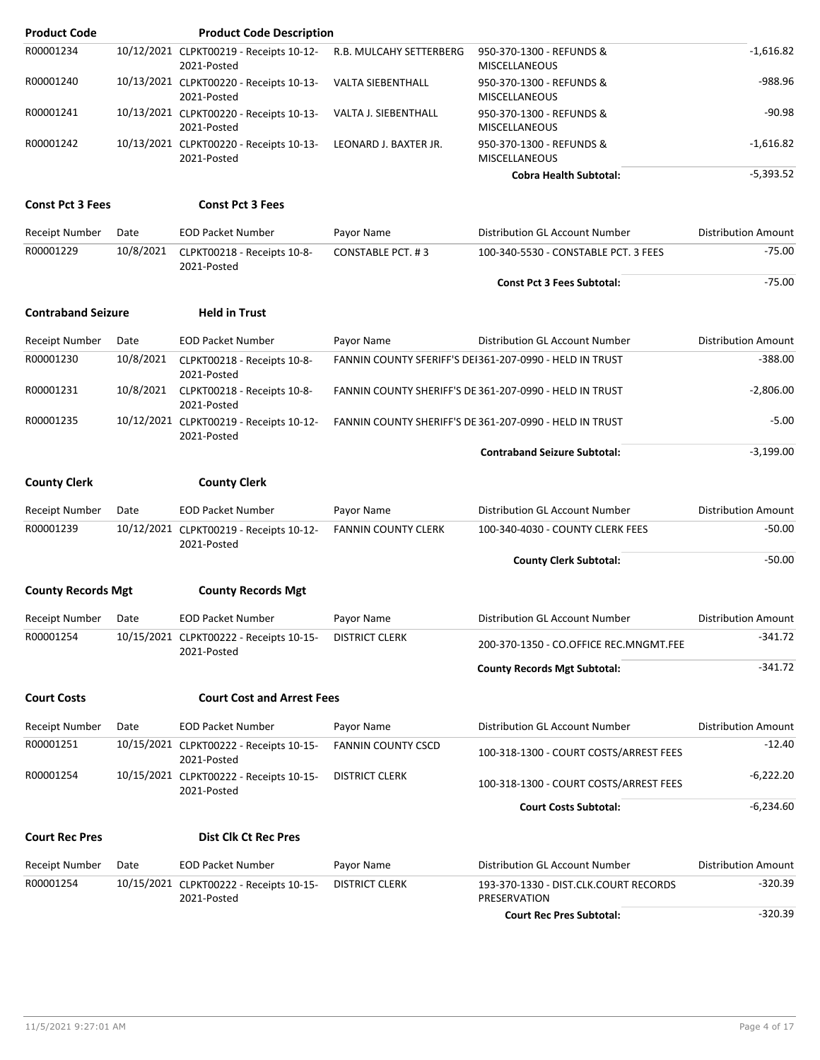| Product Code | | Product Code Description | | | |
|---|---|---|---|---|---|
| R00001234 | 10/12/2021 | CLPKT00219 - Receipts 10-12-2021-Posted | R.B. MULCAHY SETTERBERG | 950-370-1300 - REFUNDS & MISCELLANEOUS | -1,616.82 |
| R00001240 | 10/13/2021 | CLPKT00220 - Receipts 10-13-2021-Posted | VALTA SIEBENTHALL | 950-370-1300 - REFUNDS & MISCELLANEOUS | -988.96 |
| R00001241 | 10/13/2021 | CLPKT00220 - Receipts 10-13-2021-Posted | VALTA J. SIEBENTHALL | 950-370-1300 - REFUNDS & MISCELLANEOUS | -90.98 |
| R00001242 | 10/13/2021 | CLPKT00220 - Receipts 10-13-2021-Posted | LEONARD J. BAXTER JR. | 950-370-1300 - REFUNDS & MISCELLANEOUS | -1,616.82 |
| | | | | **Cobra Health Subtotal:** | -5,393.52 |

**Const Pct 3 Fees** — **Const Pct 3 Fees**

| Receipt Number | Date | EOD Packet Number | Payor Name | Distribution GL Account Number | Distribution Amount |
|---|---|---|---|---|---|
| R00001229 | 10/8/2021 | CLPKT00218 - Receipts 10-8-2021-Posted | CONSTABLE PCT. # 3 | 100-340-5530 - CONSTABLE PCT. 3 FEES | -75.00 |
| | | | | **Const Pct 3 Fees Subtotal:** | -75.00 |

**Contraband Seizure** — **Held in Trust**

| Receipt Number | Date | EOD Packet Number | Payor Name | Distribution GL Account Number | Distribution Amount |
|---|---|---|---|---|---|
| R00001230 | 10/8/2021 | CLPKT00218 - Receipts 10-8-2021-Posted | FANNIN COUNTY SFERIFF'S DE | 361-207-0990 - HELD IN TRUST | -388.00 |
| R00001231 | 10/8/2021 | CLPKT00218 - Receipts 10-8-2021-Posted | FANNIN COUNTY SHERIFF'S DE | 361-207-0990 - HELD IN TRUST | -2,806.00 |
| R00001235 | 10/12/2021 | CLPKT00219 - Receipts 10-12-2021-Posted | FANNIN COUNTY SHERIFF'S DE | 361-207-0990 - HELD IN TRUST | -5.00 |
| | | | | **Contraband Seizure Subtotal:** | -3,199.00 |

**County Clerk** — **County Clerk**

| Receipt Number | Date | EOD Packet Number | Payor Name | Distribution GL Account Number | Distribution Amount |
|---|---|---|---|---|---|
| R00001239 | 10/12/2021 | CLPKT00219 - Receipts 10-12-2021-Posted | FANNIN COUNTY CLERK | 100-340-4030 - COUNTY CLERK FEES | -50.00 |
| | | | | **County Clerk Subtotal:** | -50.00 |

**County Records Mgt** — **County Records Mgt**

| Receipt Number | Date | EOD Packet Number | Payor Name | Distribution GL Account Number | Distribution Amount |
|---|---|---|---|---|---|
| R00001254 | 10/15/2021 | CLPKT00222 - Receipts 10-15-2021-Posted | DISTRICT CLERK | 200-370-1350 - CO.OFFICE REC.MNGMT.FEE | -341.72 |
| | | | | **County Records Mgt Subtotal:** | -341.72 |

**Court Costs** — **Court Cost and Arrest Fees**

| Receipt Number | Date | EOD Packet Number | Payor Name | Distribution GL Account Number | Distribution Amount |
|---|---|---|---|---|---|
| R00001251 | 10/15/2021 | CLPKT00222 - Receipts 10-15-2021-Posted | FANNIN COUNTY CSCD | 100-318-1300 - COURT COSTS/ARREST FEES | -12.40 |
| R00001254 | 10/15/2021 | CLPKT00222 - Receipts 10-15-2021-Posted | DISTRICT CLERK | 100-318-1300 - COURT COSTS/ARREST FEES | -6,222.20 |
| | | | | **Court Costs Subtotal:** | -6,234.60 |

**Court Rec Pres** — **Dist Clk Ct Rec Pres**

| Receipt Number | Date | EOD Packet Number | Payor Name | Distribution GL Account Number | Distribution Amount |
|---|---|---|---|---|---|
| R00001254 | 10/15/2021 | CLPKT00222 - Receipts 10-15-2021-Posted | DISTRICT CLERK | 193-370-1330 - DIST.CLK.COURT RECORDS PRESERVATION | -320.39 |
| | | | | **Court Rec Pres Subtotal:** | -320.39 |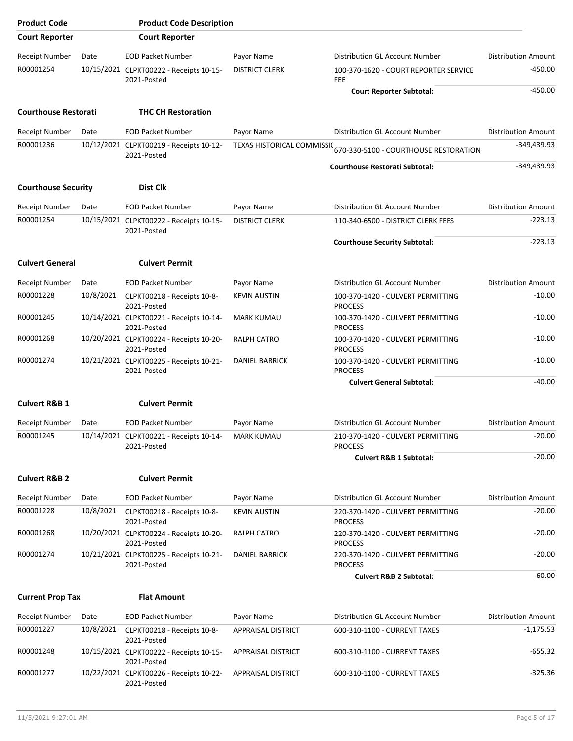| Product Code | Product Code Description | | | | |
|---|---|---|---|---|---|
| **Court Reporter** | **Court Reporter** | | | | |
| Receipt Number | Date | EOD Packet Number | Payor Name | Distribution GL Account Number | Distribution Amount |
| R00001254 | 10/15/2021 | CLPKT00222 - Receipts 10-15-2021-Posted | DISTRICT CLERK | 100-370-1620 - COURT REPORTER SERVICE FEE | -450.00 |
| | | | | **Court Reporter Subtotal:** | -450.00 |
| **Courthouse Restorati** | **THC CH Restoration** | | | | |
| Receipt Number | Date | EOD Packet Number | Payor Name | Distribution GL Account Number | Distribution Amount |
| R00001236 | 10/12/2021 | CLPKT00219 - Receipts 10-12-2021-Posted | TEXAS HISTORICAL COMMISSIC | 670-330-5100 - COURTHOUSE RESTORATION | -349,439.93 |
| | | | | **Courthouse Restorati Subtotal:** | -349,439.93 |
| **Courthouse Security** | **Dist Clk** | | | | |
| Receipt Number | Date | EOD Packet Number | Payor Name | Distribution GL Account Number | Distribution Amount |
| R00001254 | 10/15/2021 | CLPKT00222 - Receipts 10-15-2021-Posted | DISTRICT CLERK | 110-340-6500 - DISTRICT CLERK FEES | -223.13 |
| | | | | **Courthouse Security Subtotal:** | -223.13 |
| **Culvert General** | **Culvert Permit** | | | | |
| Receipt Number | Date | EOD Packet Number | Payor Name | Distribution GL Account Number | Distribution Amount |
| R00001228 | 10/8/2021 | CLPKT00218 - Receipts 10-8-2021-Posted | KEVIN AUSTIN | 100-370-1420 - CULVERT PERMITTING PROCESS | -10.00 |
| R00001245 | 10/14/2021 | CLPKT00221 - Receipts 10-14-2021-Posted | MARK KUMAU | 100-370-1420 - CULVERT PERMITTING PROCESS | -10.00 |
| R00001268 | 10/20/2021 | CLPKT00224 - Receipts 10-20-2021-Posted | RALPH CATRO | 100-370-1420 - CULVERT PERMITTING PROCESS | -10.00 |
| R00001274 | 10/21/2021 | CLPKT00225 - Receipts 10-21-2021-Posted | DANIEL BARRICK | 100-370-1420 - CULVERT PERMITTING PROCESS | -10.00 |
| | | | | **Culvert General Subtotal:** | -40.00 |
| **Culvert R&B 1** | **Culvert Permit** | | | | |
| Receipt Number | Date | EOD Packet Number | Payor Name | Distribution GL Account Number | Distribution Amount |
| R00001245 | 10/14/2021 | CLPKT00221 - Receipts 10-14-2021-Posted | MARK KUMAU | 210-370-1420 - CULVERT PERMITTING PROCESS | -20.00 |
| | | | | **Culvert R&B 1 Subtotal:** | -20.00 |
| **Culvert R&B 2** | **Culvert Permit** | | | | |
| Receipt Number | Date | EOD Packet Number | Payor Name | Distribution GL Account Number | Distribution Amount |
| R00001228 | 10/8/2021 | CLPKT00218 - Receipts 10-8-2021-Posted | KEVIN AUSTIN | 220-370-1420 - CULVERT PERMITTING PROCESS | -20.00 |
| R00001268 | 10/20/2021 | CLPKT00224 - Receipts 10-20-2021-Posted | RALPH CATRO | 220-370-1420 - CULVERT PERMITTING PROCESS | -20.00 |
| R00001274 | 10/21/2021 | CLPKT00225 - Receipts 10-21-2021-Posted | DANIEL BARRICK | 220-370-1420 - CULVERT PERMITTING PROCESS | -20.00 |
| | | | | **Culvert R&B 2 Subtotal:** | -60.00 |
| **Current Prop Tax** | **Flat Amount** | | | | |
| Receipt Number | Date | EOD Packet Number | Payor Name | Distribution GL Account Number | Distribution Amount |
| R00001227 | 10/8/2021 | CLPKT00218 - Receipts 10-8-2021-Posted | APPRAISAL DISTRICT | 600-310-1100 - CURRENT TAXES | -1,175.53 |
| R00001248 | 10/15/2021 | CLPKT00222 - Receipts 10-15-2021-Posted | APPRAISAL DISTRICT | 600-310-1100 - CURRENT TAXES | -655.32 |
| R00001277 | 10/22/2021 | CLPKT00226 - Receipts 10-22-2021-Posted | APPRAISAL DISTRICT | 600-310-1100 - CURRENT TAXES | -325.36 |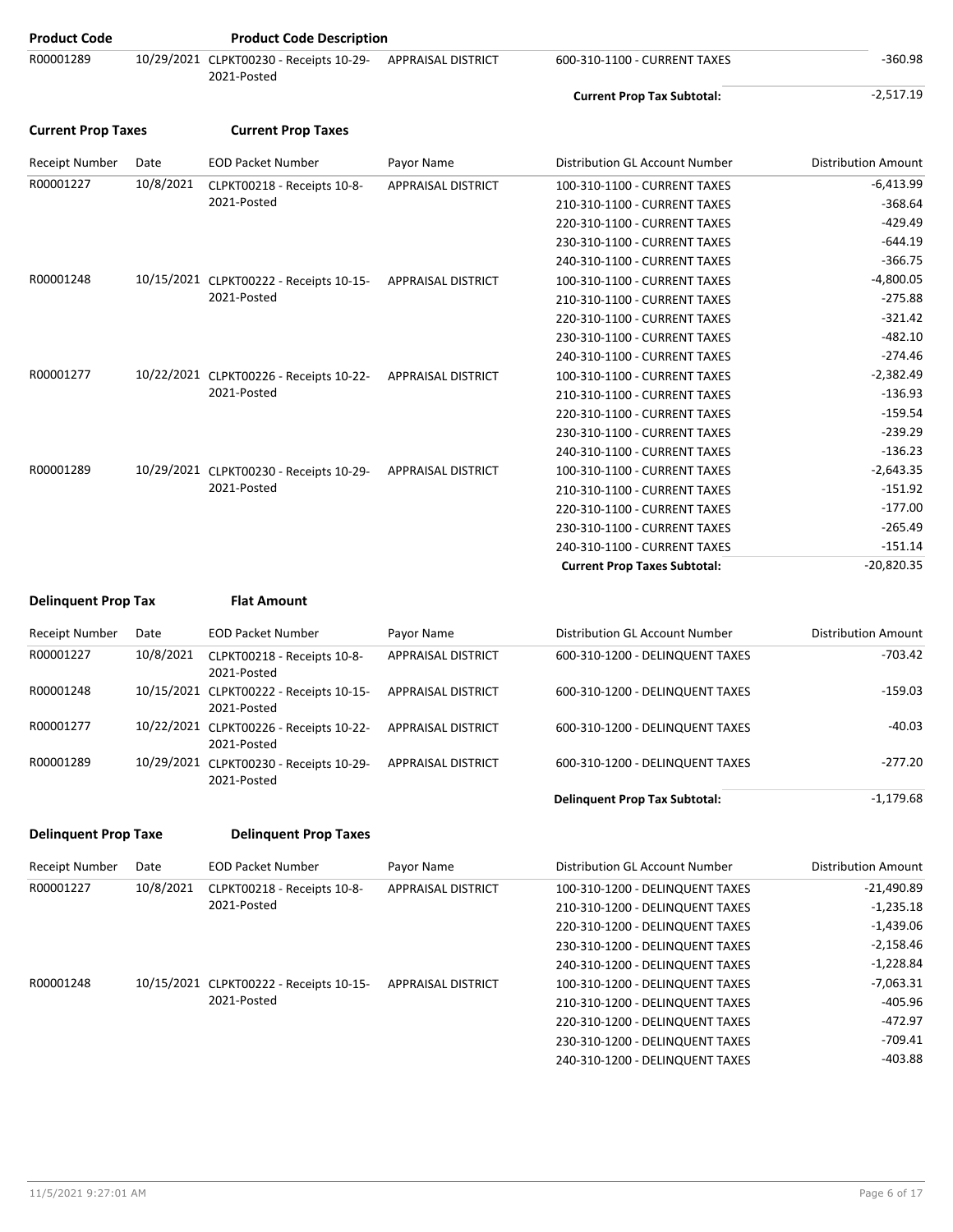| Product Code | | Product Code Description | | | |
|---|---|---|---|---|---|
| R00001289 | 10/29/2021 | CLPKT00230 - Receipts 10-29-2021-Posted | APPRAISAL DISTRICT | 600-310-1100 - CURRENT TAXES | -360.98 |
| | | | | **Current Prop Tax Subtotal:** | -2,517.19 |

**Current Prop Taxes** **Current Prop Taxes**

| Receipt Number | Date | EOD Packet Number | Payor Name | Distribution GL Account Number | Distribution Amount |
|---|---|---|---|---|---|
| R00001227 | 10/8/2021 | CLPKT00218 - Receipts 10-8-2021-Posted | APPRAISAL DISTRICT | 100-310-1100 - CURRENT TAXES | -6,413.99 |
| | | | | 210-310-1100 - CURRENT TAXES | -368.64 |
| | | | | 220-310-1100 - CURRENT TAXES | -429.49 |
| | | | | 230-310-1100 - CURRENT TAXES | -644.19 |
| | | | | 240-310-1100 - CURRENT TAXES | -366.75 |
| R00001248 | 10/15/2021 | CLPKT00222 - Receipts 10-15-2021-Posted | APPRAISAL DISTRICT | 100-310-1100 - CURRENT TAXES | -4,800.05 |
| | | | | 210-310-1100 - CURRENT TAXES | -275.88 |
| | | | | 220-310-1100 - CURRENT TAXES | -321.42 |
| | | | | 230-310-1100 - CURRENT TAXES | -482.10 |
| | | | | 240-310-1100 - CURRENT TAXES | -274.46 |
| R00001277 | 10/22/2021 | CLPKT00226 - Receipts 10-22-2021-Posted | APPRAISAL DISTRICT | 100-310-1100 - CURRENT TAXES | -2,382.49 |
| | | | | 210-310-1100 - CURRENT TAXES | -136.93 |
| | | | | 220-310-1100 - CURRENT TAXES | -159.54 |
| | | | | 230-310-1100 - CURRENT TAXES | -239.29 |
| | | | | 240-310-1100 - CURRENT TAXES | -136.23 |
| R00001289 | 10/29/2021 | CLPKT00230 - Receipts 10-29-2021-Posted | APPRAISAL DISTRICT | 100-310-1100 - CURRENT TAXES | -2,643.35 |
| | | | | 210-310-1100 - CURRENT TAXES | -151.92 |
| | | | | 220-310-1100 - CURRENT TAXES | -177.00 |
| | | | | 230-310-1100 - CURRENT TAXES | -265.49 |
| | | | | 240-310-1100 - CURRENT TAXES | -151.14 |
| | | | | **Current Prop Taxes Subtotal:** | -20,820.35 |

**Delinquent Prop Tax** **Flat Amount**

| Receipt Number | Date | EOD Packet Number | Payor Name | Distribution GL Account Number | Distribution Amount |
|---|---|---|---|---|---|
| R00001227 | 10/8/2021 | CLPKT00218 - Receipts 10-8-2021-Posted | APPRAISAL DISTRICT | 600-310-1200 - DELINQUENT TAXES | -703.42 |
| R00001248 | 10/15/2021 | CLPKT00222 - Receipts 10-15-2021-Posted | APPRAISAL DISTRICT | 600-310-1200 - DELINQUENT TAXES | -159.03 |
| R00001277 | 10/22/2021 | CLPKT00226 - Receipts 10-22-2021-Posted | APPRAISAL DISTRICT | 600-310-1200 - DELINQUENT TAXES | -40.03 |
| R00001289 | 10/29/2021 | CLPKT00230 - Receipts 10-29-2021-Posted | APPRAISAL DISTRICT | 600-310-1200 - DELINQUENT TAXES | -277.20 |
| | | | | **Delinquent Prop Tax Subtotal:** | -1,179.68 |

**Delinquent Prop Taxe** **Delinquent Prop Taxes**

| Receipt Number | Date | EOD Packet Number | Payor Name | Distribution GL Account Number | Distribution Amount |
|---|---|---|---|---|---|
| R00001227 | 10/8/2021 | CLPKT00218 - Receipts 10-8-2021-Posted | APPRAISAL DISTRICT | 100-310-1200 - DELINQUENT TAXES | -21,490.89 |
| | | | | 210-310-1200 - DELINQUENT TAXES | -1,235.18 |
| | | | | 220-310-1200 - DELINQUENT TAXES | -1,439.06 |
| | | | | 230-310-1200 - DELINQUENT TAXES | -2,158.46 |
| | | | | 240-310-1200 - DELINQUENT TAXES | -1,228.84 |
| R00001248 | 10/15/2021 | CLPKT00222 - Receipts 10-15-2021-Posted | APPRAISAL DISTRICT | 100-310-1200 - DELINQUENT TAXES | -7,063.31 |
| | | | | 210-310-1200 - DELINQUENT TAXES | -405.96 |
| | | | | 220-310-1200 - DELINQUENT TAXES | -472.97 |
| | | | | 230-310-1200 - DELINQUENT TAXES | -709.41 |
| | | | | 240-310-1200 - DELINQUENT TAXES | -403.88 |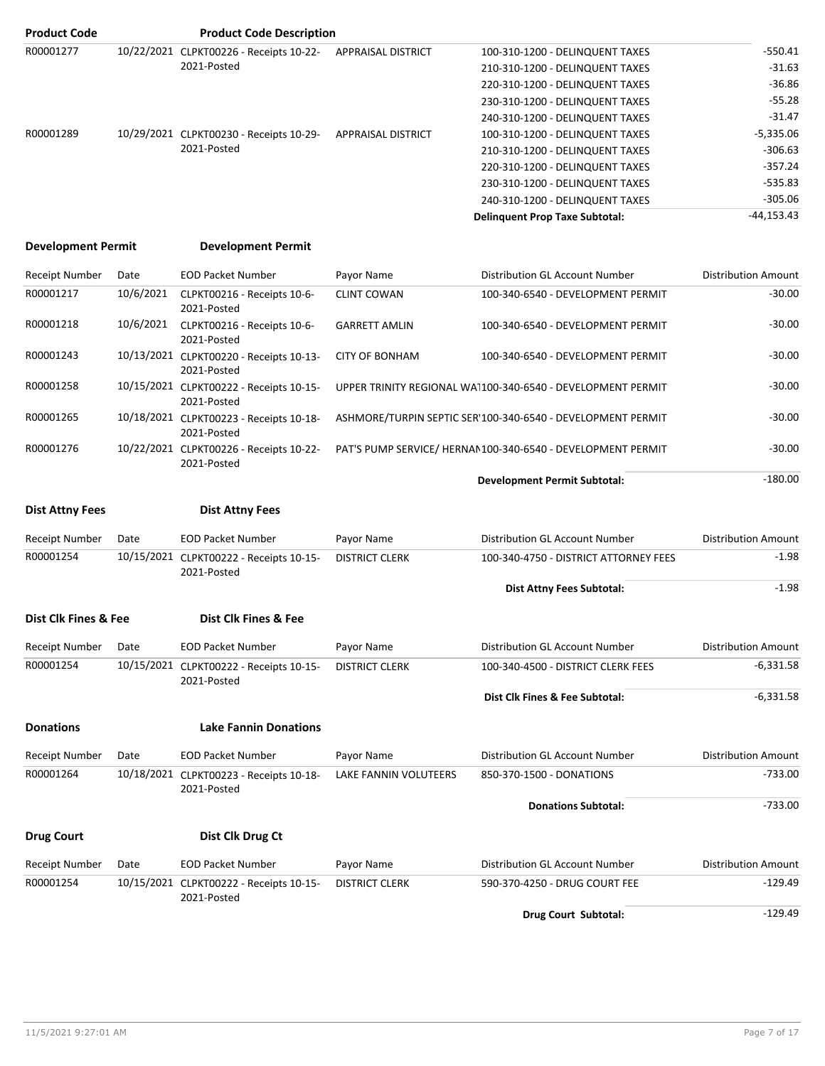| Product Code | | Product Code Description | | | |
|---|---|---|---|---|---|
| R00001277 | 10/22/2021 | CLPKT00226 - Receipts 10-22-2021-Posted | APPRAISAL DISTRICT | 100-310-1200 - DELINQUENT TAXES | -550.41 |
| | | | | 210-310-1200 - DELINQUENT TAXES | -31.63 |
| | | | | 220-310-1200 - DELINQUENT TAXES | -36.86 |
| | | | | 230-310-1200 - DELINQUENT TAXES | -55.28 |
| | | | | 240-310-1200 - DELINQUENT TAXES | -31.47 |
| R00001289 | 10/29/2021 | CLPKT00230 - Receipts 10-29-2021-Posted | APPRAISAL DISTRICT | 100-310-1200 - DELINQUENT TAXES | -5,335.06 |
| | | | | 210-310-1200 - DELINQUENT TAXES | -306.63 |
| | | | | 220-310-1200 - DELINQUENT TAXES | -357.24 |
| | | | | 230-310-1200 - DELINQUENT TAXES | -535.83 |
| | | | | 240-310-1200 - DELINQUENT TAXES | -305.06 |
| | | | | **Delinquent Prop Taxe Subtotal:** | -44,153.43 |

**Development Permit** **Development Permit**

| Receipt Number | Date | EOD Packet Number | Payor Name | Distribution GL Account Number | Distribution Amount |
|---|---|---|---|---|---|
| R00001217 | 10/6/2021 | CLPKT00216 - Receipts 10-6-2021-Posted | CLINT COWAN | 100-340-6540 - DEVELOPMENT PERMIT | -30.00 |
| R00001218 | 10/6/2021 | CLPKT00216 - Receipts 10-6-2021-Posted | GARRETT AMLIN | 100-340-6540 - DEVELOPMENT PERMIT | -30.00 |
| R00001243 | 10/13/2021 | CLPKT00220 - Receipts 10-13-2021-Posted | CITY OF BONHAM | 100-340-6540 - DEVELOPMENT PERMIT | -30.00 |
| R00001258 | 10/15/2021 | CLPKT00222 - Receipts 10-15-2021-Posted | UPPER TRINITY REGIONAL WAT | 100-340-6540 - DEVELOPMENT PERMIT | -30.00 |
| R00001265 | 10/18/2021 | CLPKT00223 - Receipts 10-18-2021-Posted | ASHMORE/TURPIN SEPTIC SER' | 100-340-6540 - DEVELOPMENT PERMIT | -30.00 |
| R00001276 | 10/22/2021 | CLPKT00226 - Receipts 10-22-2021-Posted | PAT'S PUMP SERVICE/ HERNAN | 100-340-6540 - DEVELOPMENT PERMIT | -30.00 |
| | | | | **Development Permit Subtotal:** | -180.00 |

**Dist Attny Fees** **Dist Attny Fees**

| Receipt Number | Date | EOD Packet Number | Payor Name | Distribution GL Account Number | Distribution Amount |
|---|---|---|---|---|---|
| R00001254 | 10/15/2021 | CLPKT00222 - Receipts 10-15-2021-Posted | DISTRICT CLERK | 100-340-4750 - DISTRICT ATTORNEY FEES | -1.98 |
| | | | | **Dist Attny Fees Subtotal:** | -1.98 |

**Dist Clk Fines & Fee** **Dist Clk Fines & Fee**

| Receipt Number | Date | EOD Packet Number | Payor Name | Distribution GL Account Number | Distribution Amount |
|---|---|---|---|---|---|
| R00001254 | 10/15/2021 | CLPKT00222 - Receipts 10-15-2021-Posted | DISTRICT CLERK | 100-340-4500 - DISTRICT CLERK FEES | -6,331.58 |
| | | | | **Dist Clk Fines & Fee Subtotal:** | -6,331.58 |

**Donations** **Lake Fannin Donations**

| Receipt Number | Date | EOD Packet Number | Payor Name | Distribution GL Account Number | Distribution Amount |
|---|---|---|---|---|---|
| R00001264 | 10/18/2021 | CLPKT00223 - Receipts 10-18-2021-Posted | LAKE FANNIN VOLUTEERS | 850-370-1500 - DONATIONS | -733.00 |
| | | | | **Donations Subtotal:** | -733.00 |

**Drug Court** **Dist Clk Drug Ct**

| Receipt Number | Date | EOD Packet Number | Payor Name | Distribution GL Account Number | Distribution Amount |
|---|---|---|---|---|---|
| R00001254 | 10/15/2021 | CLPKT00222 - Receipts 10-15-2021-Posted | DISTRICT CLERK | 590-370-4250 - DRUG COURT FEE | -129.49 |
| | | | | **Drug Court Subtotal:** | -129.49 |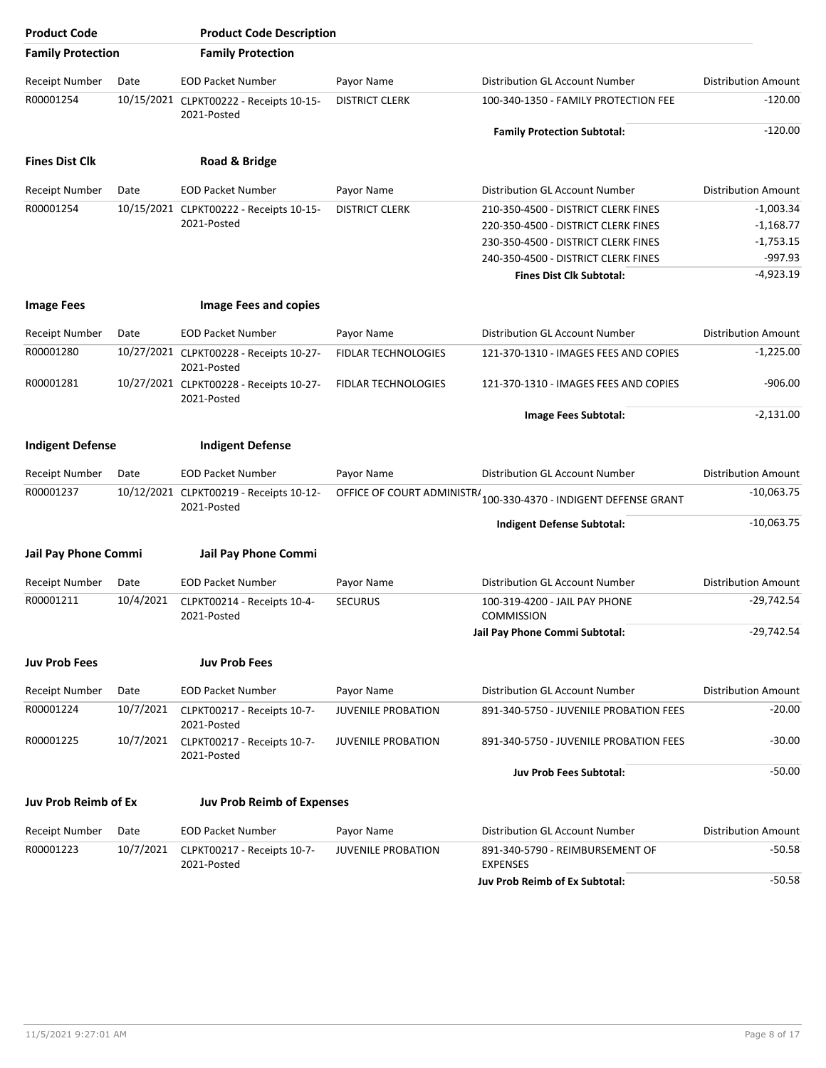| Product Code | Product Code Description | | | | |
|---|---|---|---|---|---|
| **Family Protection** | **Family Protection** | | | | |

| Receipt Number | Date | EOD Packet Number | Payor Name | Distribution GL Account Number | Distribution Amount |
|---|---|---|---|---|---|
| R00001254 | 10/15/2021 | CLPKT00222 - Receipts 10-15-2021-Posted | DISTRICT CLERK | 100-340-1350 - FAMILY PROTECTION FEE | -120.00 |
| | | | | **Family Protection Subtotal:** | -120.00 |

**Fines Dist Clk** **Road & Bridge**

| Receipt Number | Date | EOD Packet Number | Payor Name | Distribution GL Account Number | Distribution Amount |
|---|---|---|---|---|---|
| R00001254 | 10/15/2021 | CLPKT00222 - Receipts 10-15-2021-Posted | DISTRICT CLERK | 210-350-4500 - DISTRICT CLERK FINES | -1,003.34 |
| | | | | 220-350-4500 - DISTRICT CLERK FINES | -1,168.77 |
| | | | | 230-350-4500 - DISTRICT CLERK FINES | -1,753.15 |
| | | | | 240-350-4500 - DISTRICT CLERK FINES | -997.93 |
| | | | | **Fines Dist Clk Subtotal:** | -4,923.19 |

**Image Fees** **Image Fees and copies**

| Receipt Number | Date | EOD Packet Number | Payor Name | Distribution GL Account Number | Distribution Amount |
|---|---|---|---|---|---|
| R00001280 | 10/27/2021 | CLPKT00228 - Receipts 10-27-2021-Posted | FIDLAR TECHNOLOGIES | 121-370-1310 - IMAGES FEES AND COPIES | -1,225.00 |
| R00001281 | 10/27/2021 | CLPKT00228 - Receipts 10-27-2021-Posted | FIDLAR TECHNOLOGIES | 121-370-1310 - IMAGES FEES AND COPIES | -906.00 |
| | | | | **Image Fees Subtotal:** | -2,131.00 |

**Indigent Defense** **Indigent Defense**

| Receipt Number | Date | EOD Packet Number | Payor Name | Distribution GL Account Number | Distribution Amount |
|---|---|---|---|---|---|
| R00001237 | 10/12/2021 | CLPKT00219 - Receipts 10-12-2021-Posted | OFFICE OF COURT ADMINISTR/ | 100-330-4370 - INDIGENT DEFENSE GRANT | -10,063.75 |
| | | | | **Indigent Defense Subtotal:** | -10,063.75 |

**Jail Pay Phone Commi** **Jail Pay Phone Commi**

| Receipt Number | Date | EOD Packet Number | Payor Name | Distribution GL Account Number | Distribution Amount |
|---|---|---|---|---|---|
| R00001211 | 10/4/2021 | CLPKT00214 - Receipts 10-4-2021-Posted | SECURUS | 100-319-4200 - JAIL PAY PHONE COMMISSION | -29,742.54 |
| | | | | **Jail Pay Phone Commi Subtotal:** | -29,742.54 |

**Juv Prob Fees** **Juv Prob Fees**

| Receipt Number | Date | EOD Packet Number | Payor Name | Distribution GL Account Number | Distribution Amount |
|---|---|---|---|---|---|
| R00001224 | 10/7/2021 | CLPKT00217 - Receipts 10-7-2021-Posted | JUVENILE PROBATION | 891-340-5750 - JUVENILE PROBATION FEES | -20.00 |
| R00001225 | 10/7/2021 | CLPKT00217 - Receipts 10-7-2021-Posted | JUVENILE PROBATION | 891-340-5750 - JUVENILE PROBATION FEES | -30.00 |
| | | | | **Juv Prob Fees Subtotal:** | -50.00 |

**Juv Prob Reimb of Ex** **Juv Prob Reimb of Expenses**

| Receipt Number | Date | EOD Packet Number | Payor Name | Distribution GL Account Number | Distribution Amount |
|---|---|---|---|---|---|
| R00001223 | 10/7/2021 | CLPKT00217 - Receipts 10-7-2021-Posted | JUVENILE PROBATION | 891-340-5790 - REIMBURSEMENT OF EXPENSES | -50.58 |
| | | | | **Juv Prob Reimb of Ex Subtotal:** | -50.58 |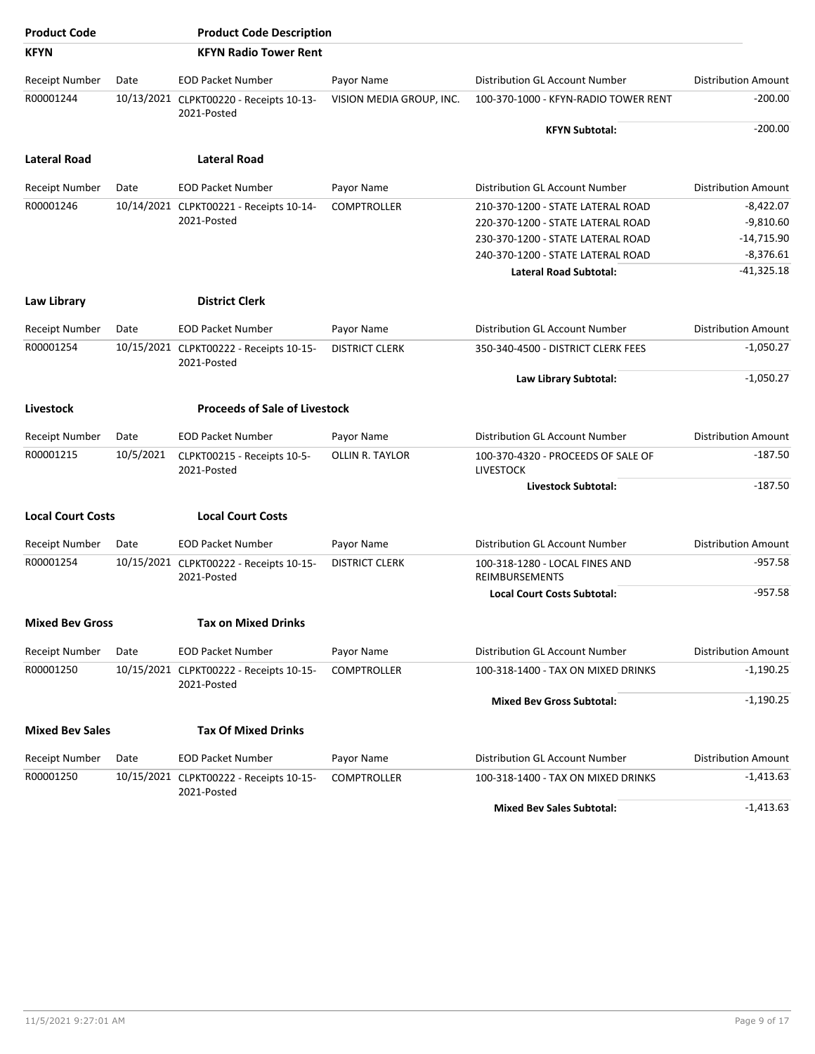| Product Code | | Product Code Description | | | |
|---|---|---|---|---|---|
| **KFYN** | | **KFYN Radio Tower Rent** | | | |
| Receipt Number | Date | EOD Packet Number | Payor Name | Distribution GL Account Number | Distribution Amount |
| R00001244 | 10/13/2021 | CLPKT00220 - Receipts 10-13-2021-Posted | VISION MEDIA GROUP, INC. | 100-370-1000 - KFYN-RADIO TOWER RENT | -200.00 |
| | | | | **KFYN Subtotal:** | -200.00 |

| Product Code | | Product Code Description | | | |
|---|---|---|---|---|---|
| **Lateral Road** | | **Lateral Road** | | | |
| Receipt Number | Date | EOD Packet Number | Payor Name | Distribution GL Account Number | Distribution Amount |
| R00001246 | 10/14/2021 | CLPKT00221 - Receipts 10-14-2021-Posted | COMPTROLLER | 210-370-1200 - STATE LATERAL ROAD | -8,422.07 |
| | | | | 220-370-1200 - STATE LATERAL ROAD | -9,810.60 |
| | | | | 230-370-1200 - STATE LATERAL ROAD | -14,715.90 |
| | | | | 240-370-1200 - STATE LATERAL ROAD | -8,376.61 |
| | | | | **Lateral Road Subtotal:** | -41,325.18 |

| Product Code | | Product Code Description | | | |
|---|---|---|---|---|---|
| **Law Library** | | **District Clerk** | | | |
| Receipt Number | Date | EOD Packet Number | Payor Name | Distribution GL Account Number | Distribution Amount |
| R00001254 | 10/15/2021 | CLPKT00222 - Receipts 10-15-2021-Posted | DISTRICT CLERK | 350-340-4500 - DISTRICT CLERK FEES | -1,050.27 |
| | | | | **Law Library Subtotal:** | -1,050.27 |

| Product Code | | Product Code Description | | | |
|---|---|---|---|---|---|
| **Livestock** | | **Proceeds of Sale of Livestock** | | | |
| Receipt Number | Date | EOD Packet Number | Payor Name | Distribution GL Account Number | Distribution Amount |
| R00001215 | 10/5/2021 | CLPKT00215 - Receipts 10-5-2021-Posted | OLLIN R. TAYLOR | 100-370-4320 - PROCEEDS OF SALE OF LIVESTOCK | -187.50 |
| | | | | **Livestock Subtotal:** | -187.50 |

| Product Code | | Product Code Description | | | |
|---|---|---|---|---|---|
| **Local Court Costs** | | **Local Court Costs** | | | |
| Receipt Number | Date | EOD Packet Number | Payor Name | Distribution GL Account Number | Distribution Amount |
| R00001254 | 10/15/2021 | CLPKT00222 - Receipts 10-15-2021-Posted | DISTRICT CLERK | 100-318-1280 - LOCAL FINES AND REIMBURSEMENTS | -957.58 |
| | | | | **Local Court Costs Subtotal:** | -957.58 |

| Product Code | | Product Code Description | | | |
|---|---|---|---|---|---|
| **Mixed Bev Gross** | | **Tax on Mixed Drinks** | | | |
| Receipt Number | Date | EOD Packet Number | Payor Name | Distribution GL Account Number | Distribution Amount |
| R00001250 | 10/15/2021 | CLPKT00222 - Receipts 10-15-2021-Posted | COMPTROLLER | 100-318-1400 - TAX ON MIXED DRINKS | -1,190.25 |
| | | | | **Mixed Bev Gross Subtotal:** | -1,190.25 |

| Product Code | | Product Code Description | | | |
|---|---|---|---|---|---|
| **Mixed Bev Sales** | | **Tax Of Mixed Drinks** | | | |
| Receipt Number | Date | EOD Packet Number | Payor Name | Distribution GL Account Number | Distribution Amount |
| R00001250 | 10/15/2021 | CLPKT00222 - Receipts 10-15-2021-Posted | COMPTROLLER | 100-318-1400 - TAX ON MIXED DRINKS | -1,413.63 |
| | | | | **Mixed Bev Sales Subtotal:** | -1,413.63 |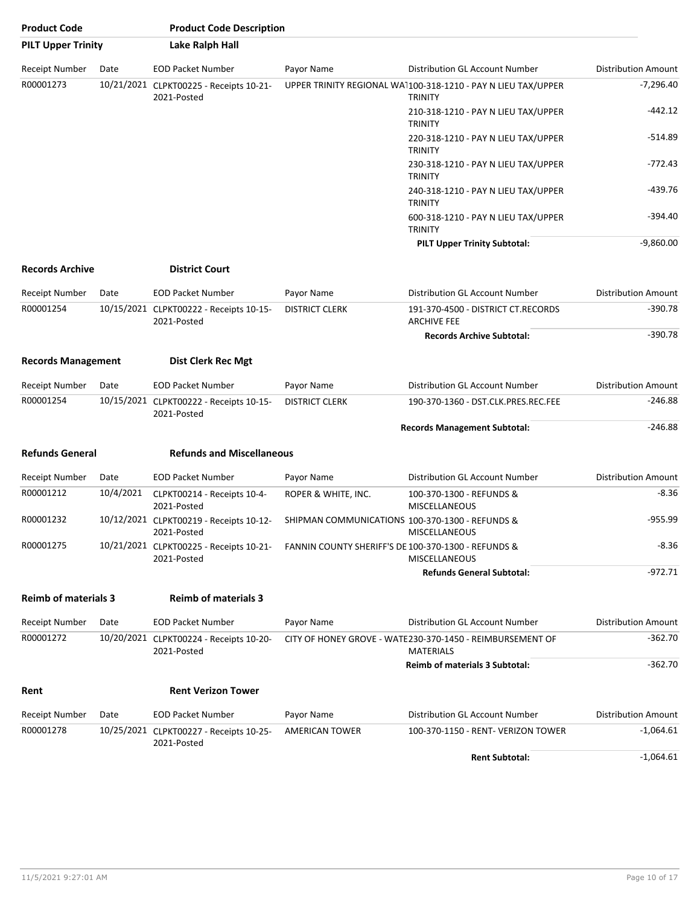| Product Code | Product Code Description | | | | |
|---|---|---|---|---|---|
| **PILT Upper Trinity** | **Lake Ralph Hall** | | | | |

| Receipt Number | Date | EOD Packet Number | Payor Name | Distribution GL Account Number | Distribution Amount |
|---|---|---|---|---|---|
| R00001273 | 10/21/2021 | CLPKT00225 - Receipts 10-21-2021-Posted | UPPER TRINITY REGIONAL WAT | 100-318-1210 - PAY N LIEU TAX/UPPER TRINITY | -7,296.40 |
| | | | | 210-318-1210 - PAY N LIEU TAX/UPPER TRINITY | -442.12 |
| | | | | 220-318-1210 - PAY N LIEU TAX/UPPER TRINITY | -514.89 |
| | | | | 230-318-1210 - PAY N LIEU TAX/UPPER TRINITY | -772.43 |
| | | | | 240-318-1210 - PAY N LIEU TAX/UPPER TRINITY | -439.76 |
| | | | | 600-318-1210 - PAY N LIEU TAX/UPPER TRINITY | -394.40 |
| | | | | **PILT Upper Trinity Subtotal:** | -9,860.00 |

| **Records Archive** | **District Court** | | | | |
|---|---|---|---|---|---|
| Receipt Number | Date | EOD Packet Number | Payor Name | Distribution GL Account Number | Distribution Amount |
| R00001254 | 10/15/2021 | CLPKT00222 - Receipts 10-15-2021-Posted | DISTRICT CLERK | 191-370-4500 - DISTRICT CT.RECORDS ARCHIVE FEE | -390.78 |
| | | | | **Records Archive Subtotal:** | -390.78 |

| **Records Management** | **Dist Clerk Rec Mgt** | | | | |
|---|---|---|---|---|---|
| Receipt Number | Date | EOD Packet Number | Payor Name | Distribution GL Account Number | Distribution Amount |
| R00001254 | 10/15/2021 | CLPKT00222 - Receipts 10-15-2021-Posted | DISTRICT CLERK | 190-370-1360 - DST.CLK.PRES.REC.FEE | -246.88 |
| | | | | **Records Management Subtotal:** | -246.88 |

| **Refunds General** | **Refunds and Miscellaneous** | | | | |
|---|---|---|---|---|---|
| Receipt Number | Date | EOD Packet Number | Payor Name | Distribution GL Account Number | Distribution Amount |
| R00001212 | 10/4/2021 | CLPKT00214 - Receipts 10-4-2021-Posted | ROPER & WHITE, INC. | 100-370-1300 - REFUNDS & MISCELLANEOUS | -8.36 |
| R00001232 | 10/12/2021 | CLPKT00219 - Receipts 10-12-2021-Posted | SHIPMAN COMMUNICATIONS | 100-370-1300 - REFUNDS & MISCELLANEOUS | -955.99 |
| R00001275 | 10/21/2021 | CLPKT00225 - Receipts 10-21-2021-Posted | FANNIN COUNTY SHERIFF'S DE | 100-370-1300 - REFUNDS & MISCELLANEOUS | -8.36 |
| | | | | **Refunds General Subtotal:** | -972.71 |

| **Reimb of materials 3** | **Reimb of materials 3** | | | | |
|---|---|---|---|---|---|
| Receipt Number | Date | EOD Packet Number | Payor Name | Distribution GL Account Number | Distribution Amount |
| R00001272 | 10/20/2021 | CLPKT00224 - Receipts 10-20-2021-Posted | CITY OF HONEY GROVE - WATE | 230-370-1450 - REIMBURSEMENT OF MATERIALS | -362.70 |
| | | | | **Reimb of materials 3 Subtotal:** | -362.70 |

| **Rent** | **Rent Verizon Tower** | | | | |
|---|---|---|---|---|---|
| Receipt Number | Date | EOD Packet Number | Payor Name | Distribution GL Account Number | Distribution Amount |
| R00001278 | 10/25/2021 | CLPKT00227 - Receipts 10-25-2021-Posted | AMERICAN TOWER | 100-370-1150 - RENT- VERIZON TOWER | -1,064.61 |
| | | | | **Rent Subtotal:** | -1,064.61 |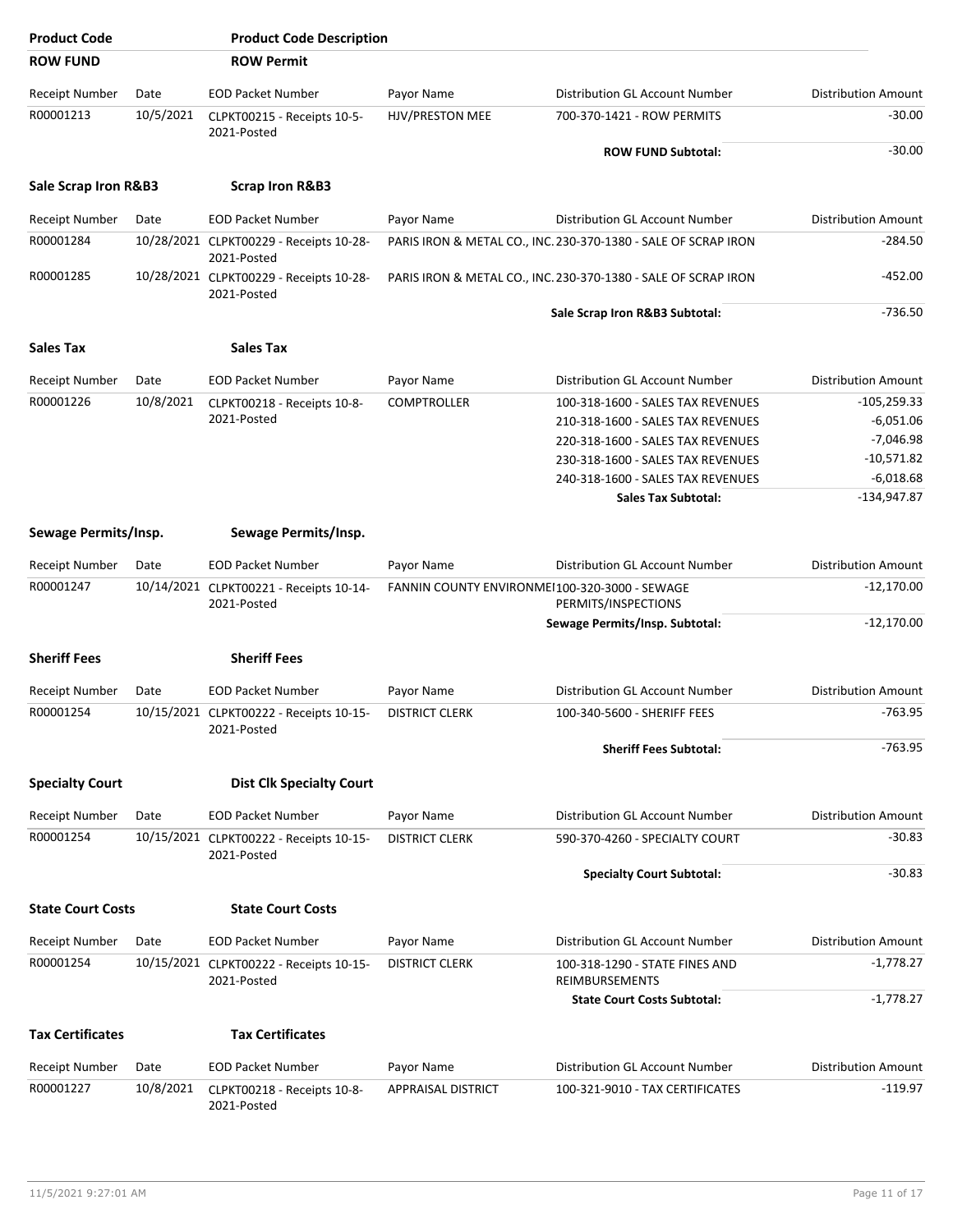| Product Code | Product Code Description | | | | |
|---|---|---|---|---|---|
| **ROW FUND** | **ROW Permit** | | | | |

| Receipt Number | Date | EOD Packet Number | Payor Name | Distribution GL Account Number | Distribution Amount |
|---|---|---|---|---|---|
| R00001213 | 10/5/2021 | CLPKT00215 - Receipts 10-5-2021-Posted | HJV/PRESTON MEE | 700-370-1421 - ROW PERMITS | -30.00 |
| | | | | **ROW FUND Subtotal:** | -30.00 |

**Sale Scrap Iron R&B3** — **Scrap Iron R&B3**

| Receipt Number | Date | EOD Packet Number | Payor Name | Distribution GL Account Number | Distribution Amount |
|---|---|---|---|---|---|
| R00001284 | 10/28/2021 | CLPKT00229 - Receipts 10-28-2021-Posted | PARIS IRON & METAL CO., INC. | 230-370-1380 - SALE OF SCRAP IRON | -284.50 |
| R00001285 | 10/28/2021 | CLPKT00229 - Receipts 10-28-2021-Posted | PARIS IRON & METAL CO., INC. | 230-370-1380 - SALE OF SCRAP IRON | -452.00 |
| | | | | **Sale Scrap Iron R&B3 Subtotal:** | -736.50 |

**Sales Tax** — **Sales Tax**

| Receipt Number | Date | EOD Packet Number | Payor Name | Distribution GL Account Number | Distribution Amount |
|---|---|---|---|---|---|
| R00001226 | 10/8/2021 | CLPKT00218 - Receipts 10-8-2021-Posted | COMPTROLLER | 100-318-1600 - SALES TAX REVENUES | -105,259.33 |
| | | | | 210-318-1600 - SALES TAX REVENUES | -6,051.06 |
| | | | | 220-318-1600 - SALES TAX REVENUES | -7,046.98 |
| | | | | 230-318-1600 - SALES TAX REVENUES | -10,571.82 |
| | | | | 240-318-1600 - SALES TAX REVENUES | -6,018.68 |
| | | | | **Sales Tax Subtotal:** | -134,947.87 |

**Sewage Permits/Insp.** — **Sewage Permits/Insp.**

| Receipt Number | Date | EOD Packet Number | Payor Name | Distribution GL Account Number | Distribution Amount |
|---|---|---|---|---|---|
| R00001247 | 10/14/2021 | CLPKT00221 - Receipts 10-14-2021-Posted | FANNIN COUNTY ENVIRONME | 100-320-3000 - SEWAGE PERMITS/INSPECTIONS | -12,170.00 |
| | | | | **Sewage Permits/Insp. Subtotal:** | -12,170.00 |

**Sheriff Fees** — **Sheriff Fees**

| Receipt Number | Date | EOD Packet Number | Payor Name | Distribution GL Account Number | Distribution Amount |
|---|---|---|---|---|---|
| R00001254 | 10/15/2021 | CLPKT00222 - Receipts 10-15-2021-Posted | DISTRICT CLERK | 100-340-5600 - SHERIFF FEES | -763.95 |
| | | | | **Sheriff Fees Subtotal:** | -763.95 |

**Specialty Court** — **Dist Clk Specialty Court**

| Receipt Number | Date | EOD Packet Number | Payor Name | Distribution GL Account Number | Distribution Amount |
|---|---|---|---|---|---|
| R00001254 | 10/15/2021 | CLPKT00222 - Receipts 10-15-2021-Posted | DISTRICT CLERK | 590-370-4260 - SPECIALTY COURT | -30.83 |
| | | | | **Specialty Court Subtotal:** | -30.83 |

**State Court Costs** — **State Court Costs**

| Receipt Number | Date | EOD Packet Number | Payor Name | Distribution GL Account Number | Distribution Amount |
|---|---|---|---|---|---|
| R00001254 | 10/15/2021 | CLPKT00222 - Receipts 10-15-2021-Posted | DISTRICT CLERK | 100-318-1290 - STATE FINES AND REIMBURSEMENTS | -1,778.27 |
| | | | | **State Court Costs Subtotal:** | -1,778.27 |

**Tax Certificates** — **Tax Certificates**

| Receipt Number | Date | EOD Packet Number | Payor Name | Distribution GL Account Number | Distribution Amount |
|---|---|---|---|---|---|
| R00001227 | 10/8/2021 | CLPKT00218 - Receipts 10-8-2021-Posted | APPRAISAL DISTRICT | 100-321-9010 - TAX CERTIFICATES | -119.97 |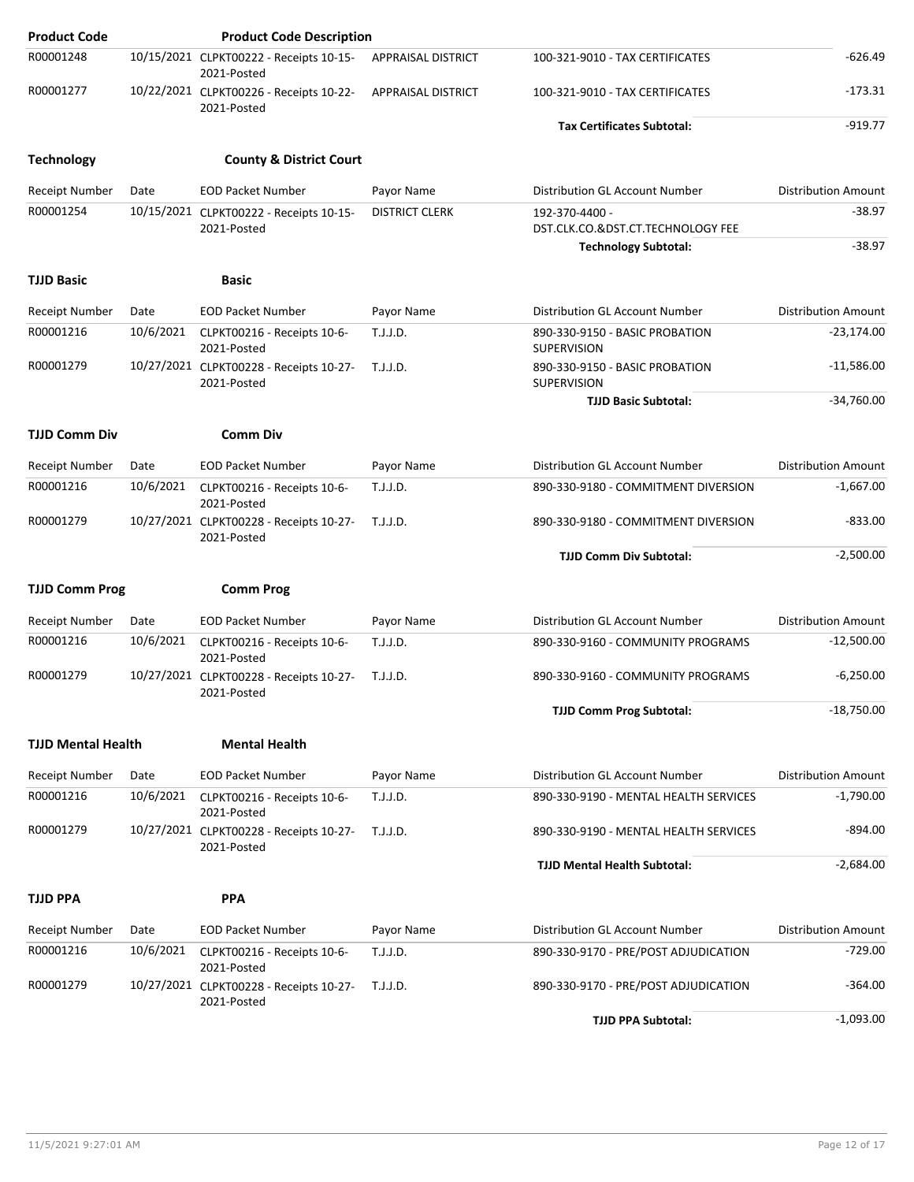| Product Code | | Product Code Description | | | |
|---|---|---|---|---|---|
| R00001248 | 10/15/2021 | CLPKT00222 - Receipts 10-15-2021-Posted | APPRAISAL DISTRICT | 100-321-9010 - TAX CERTIFICATES | -626.49 |
| R00001277 | 10/22/2021 | CLPKT00226 - Receipts 10-22-2021-Posted | APPRAISAL DISTRICT | 100-321-9010 - TAX CERTIFICATES | -173.31 |
| | | | | **Tax Certificates Subtotal:** | -919.77 |

**Technology** **County & District Court**

| Receipt Number | Date | EOD Packet Number | Payor Name | Distribution GL Account Number | Distribution Amount |
|---|---|---|---|---|---|
| R00001254 | 10/15/2021 | CLPKT00222 - Receipts 10-15-2021-Posted | DISTRICT CLERK | 192-370-4400 - DST.CLK.CO.&DST.CT.TECHNOLOGY FEE | -38.97 |
| | | | | **Technology Subtotal:** | -38.97 |

**TJJD Basic** **Basic**

| Receipt Number | Date | EOD Packet Number | Payor Name | Distribution GL Account Number | Distribution Amount |
|---|---|---|---|---|---|
| R00001216 | 10/6/2021 | CLPKT00216 - Receipts 10-6-2021-Posted | T.J.J.D. | 890-330-9150 - BASIC PROBATION SUPERVISION | -23,174.00 |
| R00001279 | 10/27/2021 | CLPKT00228 - Receipts 10-27-2021-Posted | T.J.J.D. | 890-330-9150 - BASIC PROBATION SUPERVISION | -11,586.00 |
| | | | | **TJJD Basic Subtotal:** | -34,760.00 |

**TJJD Comm Div** **Comm Div**

| Receipt Number | Date | EOD Packet Number | Payor Name | Distribution GL Account Number | Distribution Amount |
|---|---|---|---|---|---|
| R00001216 | 10/6/2021 | CLPKT00216 - Receipts 10-6-2021-Posted | T.J.J.D. | 890-330-9180 - COMMITMENT DIVERSION | -1,667.00 |
| R00001279 | 10/27/2021 | CLPKT00228 - Receipts 10-27-2021-Posted | T.J.J.D. | 890-330-9180 - COMMITMENT DIVERSION | -833.00 |
| | | | | **TJJD Comm Div Subtotal:** | -2,500.00 |

**TJJD Comm Prog** **Comm Prog**

| Receipt Number | Date | EOD Packet Number | Payor Name | Distribution GL Account Number | Distribution Amount |
|---|---|---|---|---|---|
| R00001216 | 10/6/2021 | CLPKT00216 - Receipts 10-6-2021-Posted | T.J.J.D. | 890-330-9160 - COMMUNITY PROGRAMS | -12,500.00 |
| R00001279 | 10/27/2021 | CLPKT00228 - Receipts 10-27-2021-Posted | T.J.J.D. | 890-330-9160 - COMMUNITY PROGRAMS | -6,250.00 |
| | | | | **TJJD Comm Prog Subtotal:** | -18,750.00 |

**TJJD Mental Health** **Mental Health**

| Receipt Number | Date | EOD Packet Number | Payor Name | Distribution GL Account Number | Distribution Amount |
|---|---|---|---|---|---|
| R00001216 | 10/6/2021 | CLPKT00216 - Receipts 10-6-2021-Posted | T.J.J.D. | 890-330-9190 - MENTAL HEALTH SERVICES | -1,790.00 |
| R00001279 | 10/27/2021 | CLPKT00228 - Receipts 10-27-2021-Posted | T.J.J.D. | 890-330-9190 - MENTAL HEALTH SERVICES | -894.00 |
| | | | | **TJJD Mental Health Subtotal:** | -2,684.00 |

**TJJD PPA** **PPA**

| Receipt Number | Date | EOD Packet Number | Payor Name | Distribution GL Account Number | Distribution Amount |
|---|---|---|---|---|---|
| R00001216 | 10/6/2021 | CLPKT00216 - Receipts 10-6-2021-Posted | T.J.J.D. | 890-330-9170 - PRE/POST ADJUDICATION | -729.00 |
| R00001279 | 10/27/2021 | CLPKT00228 - Receipts 10-27-2021-Posted | T.J.J.D. | 890-330-9170 - PRE/POST ADJUDICATION | -364.00 |
| | | | | **TJJD PPA Subtotal:** | -1,093.00 |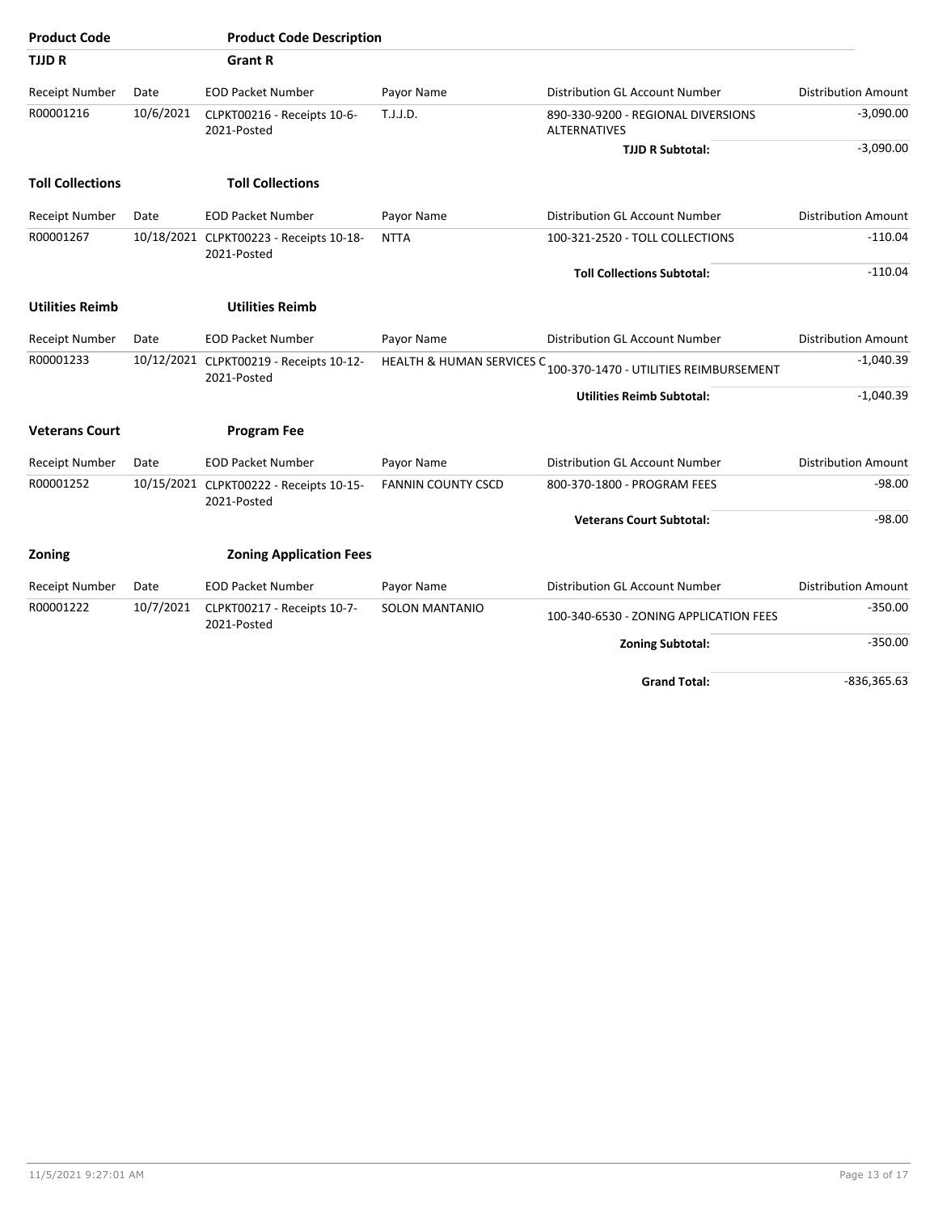| Product Code | | Product Code Description | | | |
|---|---|---|---|---|---|
| **TJJD R** | | **Grant R** | | | |
| Receipt Number | Date | EOD Packet Number | Payor Name | Distribution GL Account Number | Distribution Amount |
| R00001216 | 10/6/2021 | CLPKT00216 - Receipts 10-6-2021-Posted | T.J.J.D. | 890-330-9200 - REGIONAL DIVERSIONS ALTERNATIVES | -3,090.00 |
| | | | | **TJJD R Subtotal:** | -3,090.00 |
| **Toll Collections** | | **Toll Collections** | | | |
| Receipt Number | Date | EOD Packet Number | Payor Name | Distribution GL Account Number | Distribution Amount |
| R00001267 | 10/18/2021 | CLPKT00223 - Receipts 10-18-2021-Posted | NTTA | 100-321-2520 - TOLL COLLECTIONS | -110.04 |
| | | | | **Toll Collections Subtotal:** | -110.04 |
| **Utilities Reimb** | | **Utilities Reimb** | | | |
| Receipt Number | Date | EOD Packet Number | Payor Name | Distribution GL Account Number | Distribution Amount |
| R00001233 | 10/12/2021 | CLPKT00219 - Receipts 10-12-2021-Posted | HEALTH & HUMAN SERVICES C | 100-370-1470 - UTILITIES REIMBURSEMENT | -1,040.39 |
| | | | | **Utilities Reimb Subtotal:** | -1,040.39 |
| **Veterans Court** | | **Program Fee** | | | |
| Receipt Number | Date | EOD Packet Number | Payor Name | Distribution GL Account Number | Distribution Amount |
| R00001252 | 10/15/2021 | CLPKT00222 - Receipts 10-15-2021-Posted | FANNIN COUNTY CSCD | 800-370-1800 - PROGRAM FEES | -98.00 |
| | | | | **Veterans Court Subtotal:** | -98.00 |
| **Zoning** | | **Zoning Application Fees** | | | |
| Receipt Number | Date | EOD Packet Number | Payor Name | Distribution GL Account Number | Distribution Amount |
| R00001222 | 10/7/2021 | CLPKT00217 - Receipts 10-7-2021-Posted | SOLON MANTANIO | 100-340-6530 - ZONING APPLICATION FEES | -350.00 |
| | | | | **Zoning Subtotal:** | -350.00 |
| | | | | **Grand Total:** | -836,365.63 |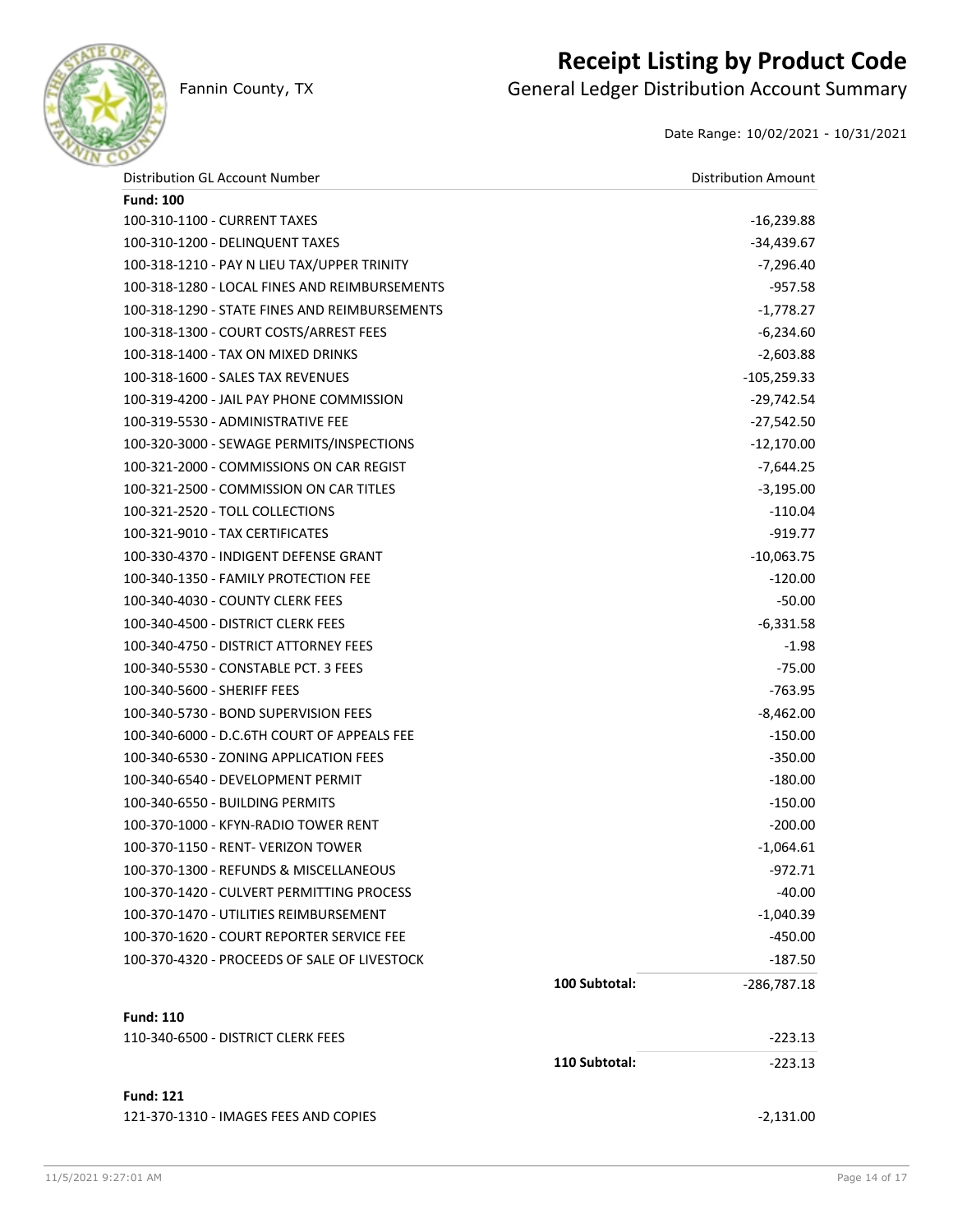# Receipt Listing by Product Code

Fannin County, TX

## General Ledger Distribution Account Summary

Date Range: 10/02/2021 - 10/31/2021

| Distribution GL Account Number | | Distribution Amount |
|---|---|---|
| **Fund: 100** | | |
| 100-310-1100 - CURRENT TAXES | | -16,239.88 |
| 100-310-1200 - DELINQUENT TAXES | | -34,439.67 |
| 100-318-1210 - PAY N LIEU TAX/UPPER TRINITY | | -7,296.40 |
| 100-318-1280 - LOCAL FINES AND REIMBURSEMENTS | | -957.58 |
| 100-318-1290 - STATE FINES AND REIMBURSEMENTS | | -1,778.27 |
| 100-318-1300 - COURT COSTS/ARREST FEES | | -6,234.60 |
| 100-318-1400 - TAX ON MIXED DRINKS | | -2,603.88 |
| 100-318-1600 - SALES TAX REVENUES | | -105,259.33 |
| 100-319-4200 - JAIL PAY PHONE COMMISSION | | -29,742.54 |
| 100-319-5530 - ADMINISTRATIVE FEE | | -27,542.50 |
| 100-320-3000 - SEWAGE PERMITS/INSPECTIONS | | -12,170.00 |
| 100-321-2000 - COMMISSIONS ON CAR REGIST | | -7,644.25 |
| 100-321-2500 - COMMISSION ON CAR TITLES | | -3,195.00 |
| 100-321-2520 - TOLL COLLECTIONS | | -110.04 |
| 100-321-9010 - TAX CERTIFICATES | | -919.77 |
| 100-330-4370 - INDIGENT DEFENSE GRANT | | -10,063.75 |
| 100-340-1350 - FAMILY PROTECTION FEE | | -120.00 |
| 100-340-4030 - COUNTY CLERK FEES | | -50.00 |
| 100-340-4500 - DISTRICT CLERK FEES | | -6,331.58 |
| 100-340-4750 - DISTRICT ATTORNEY FEES | | -1.98 |
| 100-340-5530 - CONSTABLE PCT. 3 FEES | | -75.00 |
| 100-340-5600 - SHERIFF FEES | | -763.95 |
| 100-340-5730 - BOND SUPERVISION FEES | | -8,462.00 |
| 100-340-6000 - D.C.6TH COURT OF APPEALS FEE | | -150.00 |
| 100-340-6530 - ZONING APPLICATION FEES | | -350.00 |
| 100-340-6540 - DEVELOPMENT PERMIT | | -180.00 |
| 100-340-6550 - BUILDING PERMITS | | -150.00 |
| 100-370-1000 - KFYN-RADIO TOWER RENT | | -200.00 |
| 100-370-1150 - RENT- VERIZON TOWER | | -1,064.61 |
| 100-370-1300 - REFUNDS & MISCELLANEOUS | | -972.71 |
| 100-370-1420 - CULVERT PERMITTING PROCESS | | -40.00 |
| 100-370-1470 - UTILITIES REIMBURSEMENT | | -1,040.39 |
| 100-370-1620 - COURT REPORTER SERVICE FEE | | -450.00 |
| 100-370-4320 - PROCEEDS OF SALE OF LIVESTOCK | | -187.50 |
| | **100 Subtotal:** | -286,787.18 |
| **Fund: 110** | | |
| 110-340-6500 - DISTRICT CLERK FEES | | -223.13 |
| | **110 Subtotal:** | -223.13 |
| **Fund: 121** | | |
| 121-370-1310 - IMAGES FEES AND COPIES | | -2,131.00 |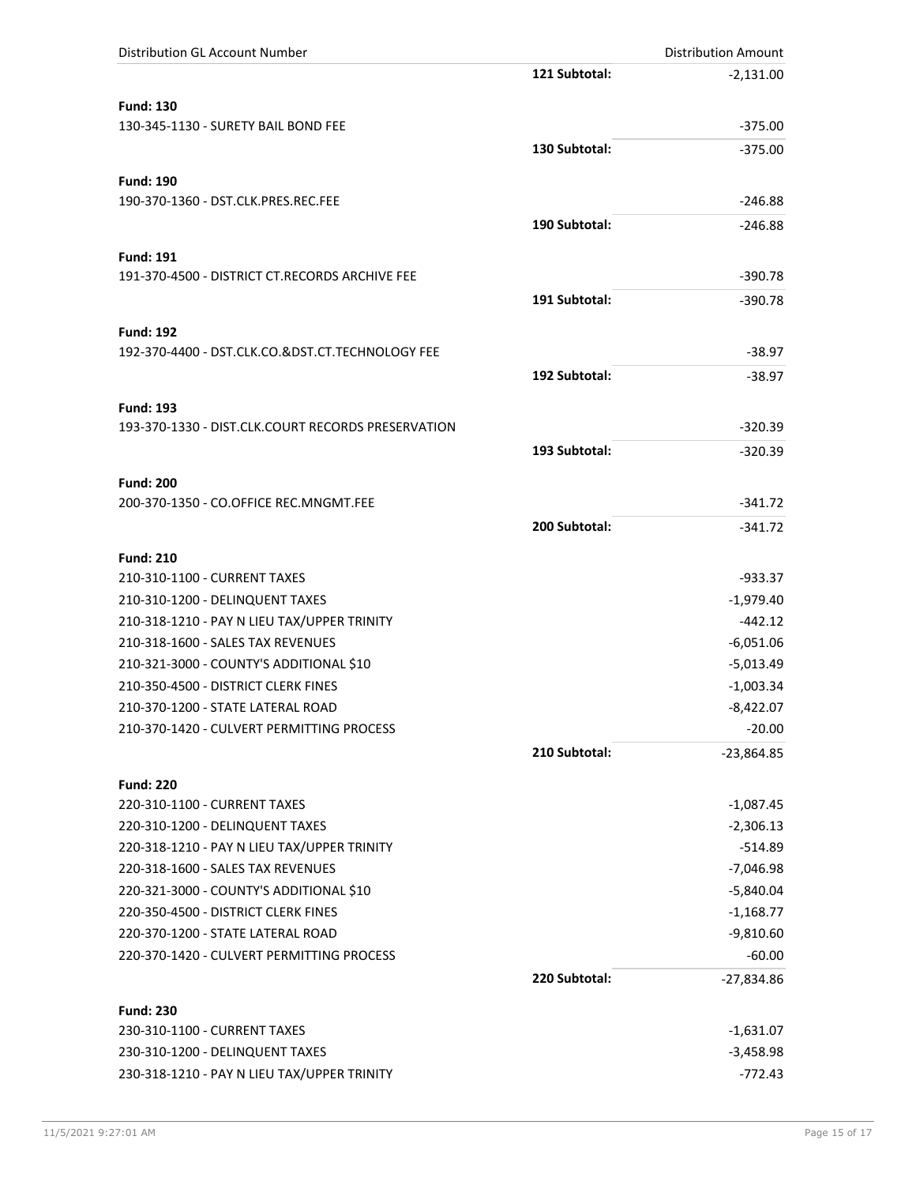| Distribution GL Account Number | | Distribution Amount |
|---|---|---|
| | 121 Subtotal: | -2,131.00 |
| **Fund: 130** | | |
| 130-345-1130 - SURETY BAIL BOND FEE | | -375.00 |
| | 130 Subtotal: | -375.00 |
| **Fund: 190** | | |
| 190-370-1360 - DST.CLK.PRES.REC.FEE | | -246.88 |
| | 190 Subtotal: | -246.88 |
| **Fund: 191** | | |
| 191-370-4500 - DISTRICT CT.RECORDS ARCHIVE FEE | | -390.78 |
| | 191 Subtotal: | -390.78 |
| **Fund: 192** | | |
| 192-370-4400 - DST.CLK.CO.&DST.CT.TECHNOLOGY FEE | | -38.97 |
| | 192 Subtotal: | -38.97 |
| **Fund: 193** | | |
| 193-370-1330 - DIST.CLK.COURT RECORDS PRESERVATION | | -320.39 |
| | 193 Subtotal: | -320.39 |
| **Fund: 200** | | |
| 200-370-1350 - CO.OFFICE REC.MNGMT.FEE | | -341.72 |
| | 200 Subtotal: | -341.72 |
| **Fund: 210** | | |
| 210-310-1100 - CURRENT TAXES | | -933.37 |
| 210-310-1200 - DELINQUENT TAXES | | -1,979.40 |
| 210-318-1210 - PAY N LIEU TAX/UPPER TRINITY | | -442.12 |
| 210-318-1600 - SALES TAX REVENUES | | -6,051.06 |
| 210-321-3000 - COUNTY'S ADDITIONAL $10 | | -5,013.49 |
| 210-350-4500 - DISTRICT CLERK FINES | | -1,003.34 |
| 210-370-1200 - STATE LATERAL ROAD | | -8,422.07 |
| 210-370-1420 - CULVERT PERMITTING PROCESS | | -20.00 |
| | 210 Subtotal: | -23,864.85 |
| **Fund: 220** | | |
| 220-310-1100 - CURRENT TAXES | | -1,087.45 |
| 220-310-1200 - DELINQUENT TAXES | | -2,306.13 |
| 220-318-1210 - PAY N LIEU TAX/UPPER TRINITY | | -514.89 |
| 220-318-1600 - SALES TAX REVENUES | | -7,046.98 |
| 220-321-3000 - COUNTY'S ADDITIONAL $10 | | -5,840.04 |
| 220-350-4500 - DISTRICT CLERK FINES | | -1,168.77 |
| 220-370-1200 - STATE LATERAL ROAD | | -9,810.60 |
| 220-370-1420 - CULVERT PERMITTING PROCESS | | -60.00 |
| | 220 Subtotal: | -27,834.86 |
| **Fund: 230** | | |
| 230-310-1100 - CURRENT TAXES | | -1,631.07 |
| 230-310-1200 - DELINQUENT TAXES | | -3,458.98 |
| 230-318-1210 - PAY N LIEU TAX/UPPER TRINITY | | -772.43 |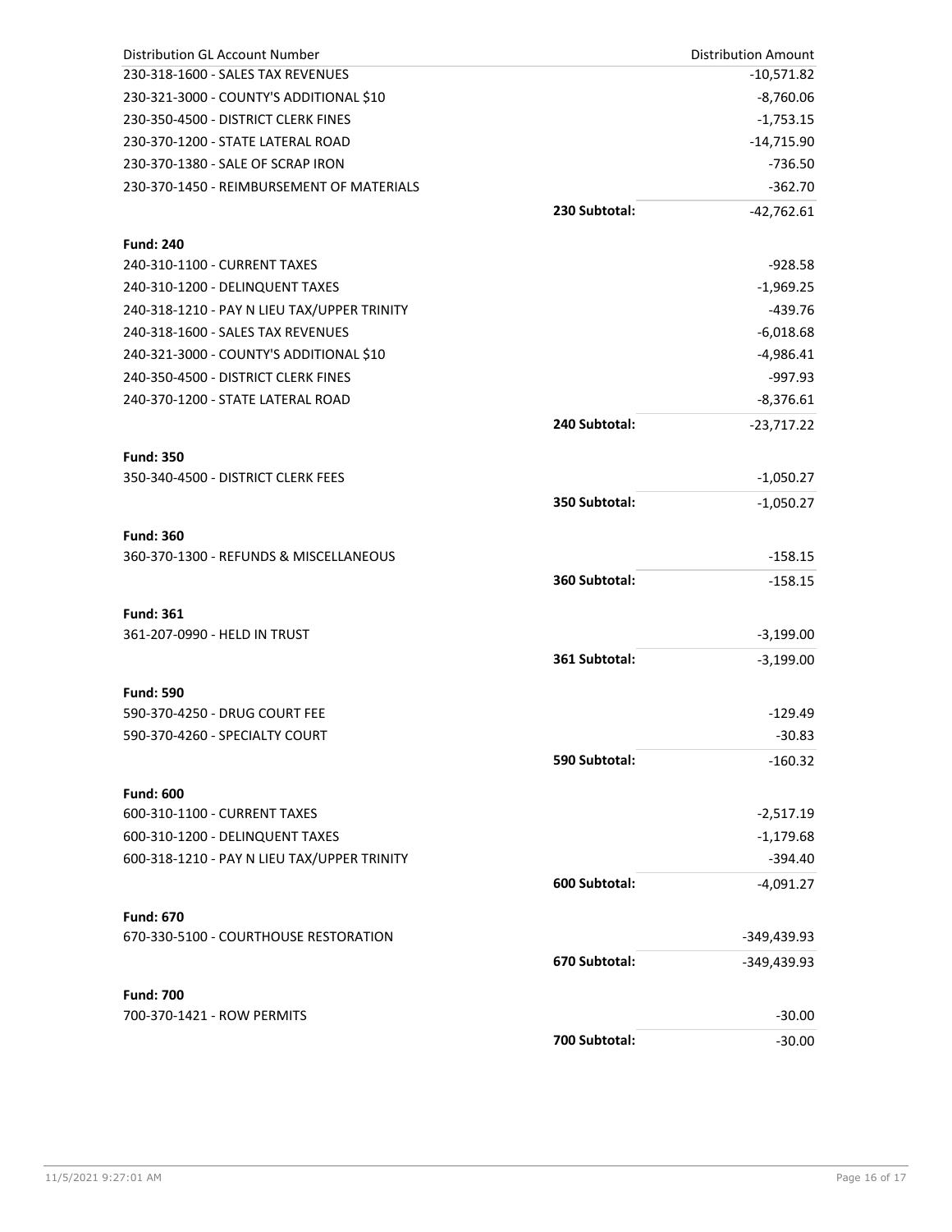| Distribution GL Account Number | | Distribution Amount |
|---|---|---|
| 230-318-1600 - SALES TAX REVENUES | | -10,571.82 |
| 230-321-3000 - COUNTY'S ADDITIONAL $10 | | -8,760.06 |
| 230-350-4500 - DISTRICT CLERK FINES | | -1,753.15 |
| 230-370-1200 - STATE LATERAL ROAD | | -14,715.90 |
| 230-370-1380 - SALE OF SCRAP IRON | | -736.50 |
| 230-370-1450 - REIMBURSEMENT OF MATERIALS | | -362.70 |
| | **230 Subtotal:** | -42,762.61 |
| **Fund: 240** | | |
| 240-310-1100 - CURRENT TAXES | | -928.58 |
| 240-310-1200 - DELINQUENT TAXES | | -1,969.25 |
| 240-318-1210 - PAY N LIEU TAX/UPPER TRINITY | | -439.76 |
| 240-318-1600 - SALES TAX REVENUES | | -6,018.68 |
| 240-321-3000 - COUNTY'S ADDITIONAL $10 | | -4,986.41 |
| 240-350-4500 - DISTRICT CLERK FINES | | -997.93 |
| 240-370-1200 - STATE LATERAL ROAD | | -8,376.61 |
| | **240 Subtotal:** | -23,717.22 |
| **Fund: 350** | | |
| 350-340-4500 - DISTRICT CLERK FEES | | -1,050.27 |
| | **350 Subtotal:** | -1,050.27 |
| **Fund: 360** | | |
| 360-370-1300 - REFUNDS & MISCELLANEOUS | | -158.15 |
| | **360 Subtotal:** | -158.15 |
| **Fund: 361** | | |
| 361-207-0990 - HELD IN TRUST | | -3,199.00 |
| | **361 Subtotal:** | -3,199.00 |
| **Fund: 590** | | |
| 590-370-4250 - DRUG COURT FEE | | -129.49 |
| 590-370-4260 - SPECIALTY COURT | | -30.83 |
| | **590 Subtotal:** | -160.32 |
| **Fund: 600** | | |
| 600-310-1100 - CURRENT TAXES | | -2,517.19 |
| 600-310-1200 - DELINQUENT TAXES | | -1,179.68 |
| 600-318-1210 - PAY N LIEU TAX/UPPER TRINITY | | -394.40 |
| | **600 Subtotal:** | -4,091.27 |
| **Fund: 670** | | |
| 670-330-5100 - COURTHOUSE RESTORATION | | -349,439.93 |
| | **670 Subtotal:** | -349,439.93 |
| **Fund: 700** | | |
| 700-370-1421 - ROW PERMITS | | -30.00 |
| | **700 Subtotal:** | -30.00 |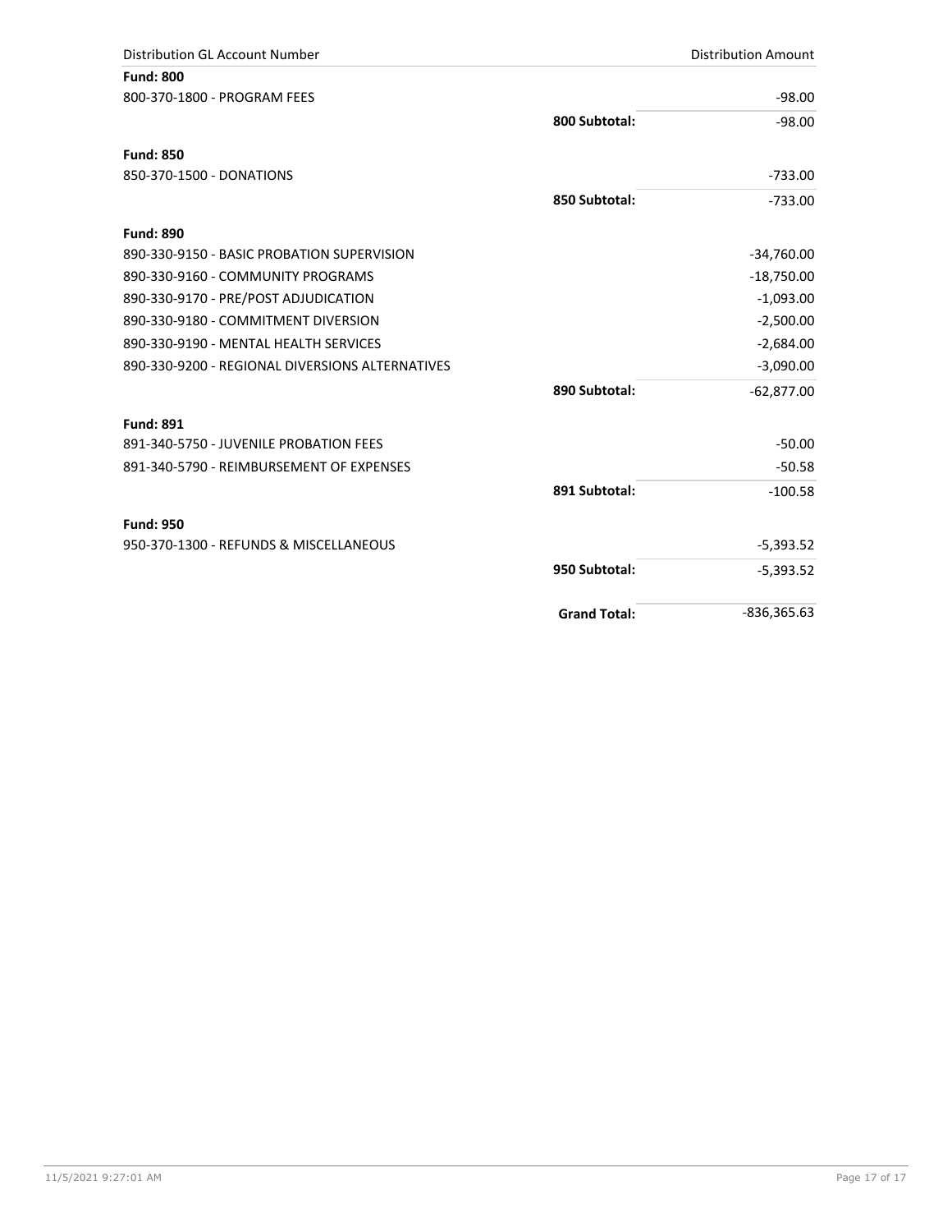| Distribution GL Account Number | | Distribution Amount |
|---|---|---|
| **Fund: 800** | | |
| 800-370-1800 - PROGRAM FEES | | -98.00 |
| | **800 Subtotal:** | -98.00 |
| **Fund: 850** | | |
| 850-370-1500 - DONATIONS | | -733.00 |
| | **850 Subtotal:** | -733.00 |
| **Fund: 890** | | |
| 890-330-9150 - BASIC PROBATION SUPERVISION | | -34,760.00 |
| 890-330-9160 - COMMUNITY PROGRAMS | | -18,750.00 |
| 890-330-9170 - PRE/POST ADJUDICATION | | -1,093.00 |
| 890-330-9180 - COMMITMENT DIVERSION | | -2,500.00 |
| 890-330-9190 - MENTAL HEALTH SERVICES | | -2,684.00 |
| 890-330-9200 - REGIONAL DIVERSIONS ALTERNATIVES | | -3,090.00 |
| | **890 Subtotal:** | -62,877.00 |
| **Fund: 891** | | |
| 891-340-5750 - JUVENILE PROBATION FEES | | -50.00 |
| 891-340-5790 - REIMBURSEMENT OF EXPENSES | | -50.58 |
| | **891 Subtotal:** | -100.58 |
| **Fund: 950** | | |
| 950-370-1300 - REFUNDS & MISCELLANEOUS | | -5,393.52 |
| | **950 Subtotal:** | -5,393.52 |
| | **Grand Total:** | -836,365.63 |

11/5/2021 9:27:01 AM